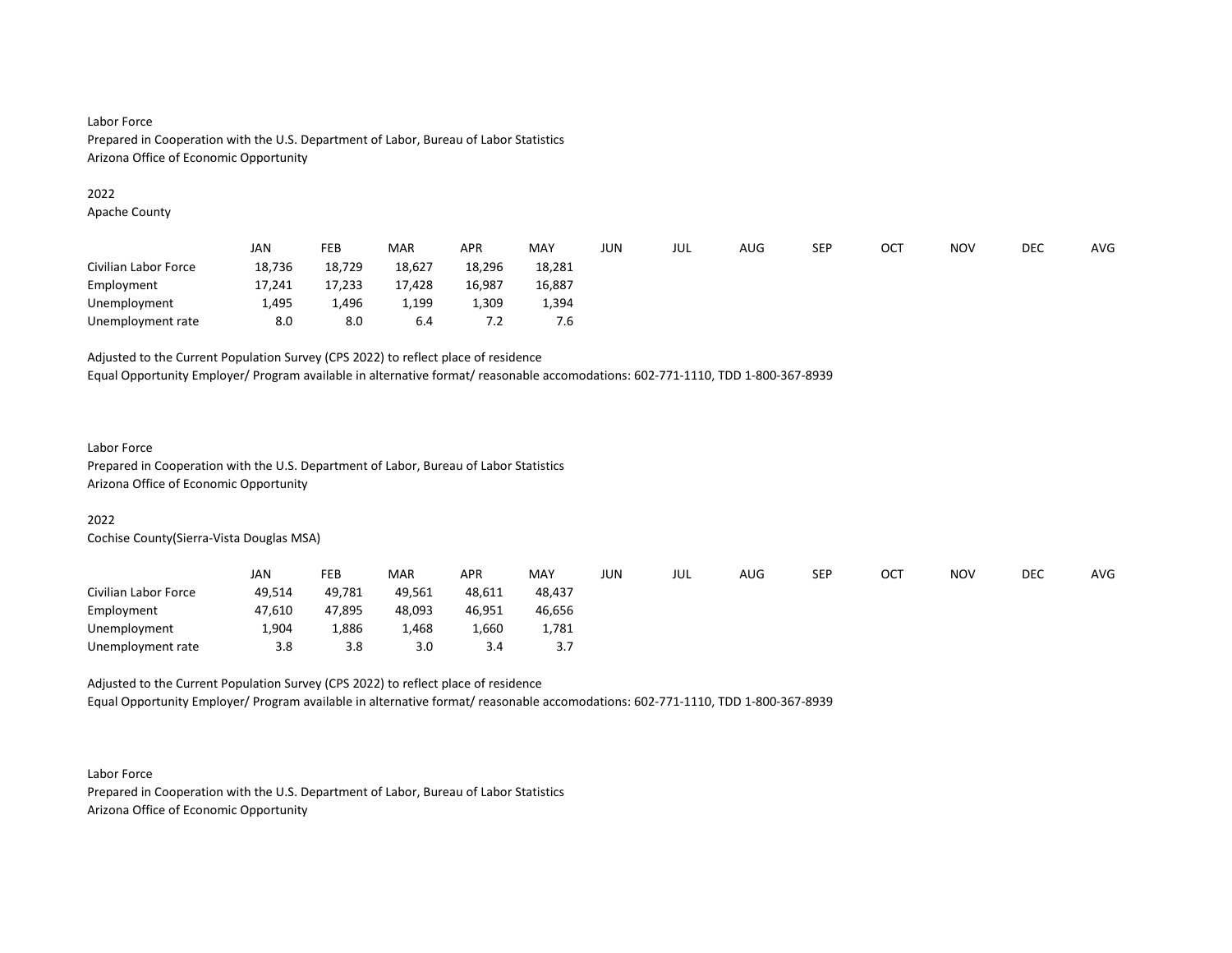Labor Force
Prepared in Cooperation with the U.S. Department of Labor, Bureau of Labor Statistics
Arizona Office of Economic Opportunity

2022
Apache County

| | JAN | FEB | MAR | APR | MAY | JUN | JUL | AUG | SEP | OCT | NOV | DEC | AVG |
|---|---|---|---|---|---|---|---|---|---|---|---|---|---|
| Civilian Labor Force | 18,736 | 18,729 | 18,627 | 18,296 | 18,281 | | | | | | | | |
| Employment | 17,241 | 17,233 | 17,428 | 16,987 | 16,887 | | | | | | | | |
| Unemployment | 1,495 | 1,496 | 1,199 | 1,309 | 1,394 | | | | | | | | |
| Unemployment rate | 8.0 | 8.0 | 6.4 | 7.2 | 7.6 | | | | | | | | |

Adjusted to the Current Population Survey (CPS 2022) to reflect place of residence
Equal Opportunity Employer/ Program available in alternative format/ reasonable accomodations: 602-771-1110, TDD 1-800-367-8939

Labor Force
Prepared in Cooperation with the U.S. Department of Labor, Bureau of Labor Statistics
Arizona Office of Economic Opportunity

2022
Cochise County(Sierra-Vista Douglas MSA)

| | JAN | FEB | MAR | APR | MAY | JUN | JUL | AUG | SEP | OCT | NOV | DEC | AVG |
|---|---|---|---|---|---|---|---|---|---|---|---|---|---|
| Civilian Labor Force | 49,514 | 49,781 | 49,561 | 48,611 | 48,437 | | | | | | | | |
| Employment | 47,610 | 47,895 | 48,093 | 46,951 | 46,656 | | | | | | | | |
| Unemployment | 1,904 | 1,886 | 1,468 | 1,660 | 1,781 | | | | | | | | |
| Unemployment rate | 3.8 | 3.8 | 3.0 | 3.4 | 3.7 | | | | | | | | |

Adjusted to the Current Population Survey (CPS 2022) to reflect place of residence
Equal Opportunity Employer/ Program available in alternative format/ reasonable accomodations: 602-771-1110, TDD 1-800-367-8939

Labor Force
Prepared in Cooperation with the U.S. Department of Labor, Bureau of Labor Statistics
Arizona Office of Economic Opportunity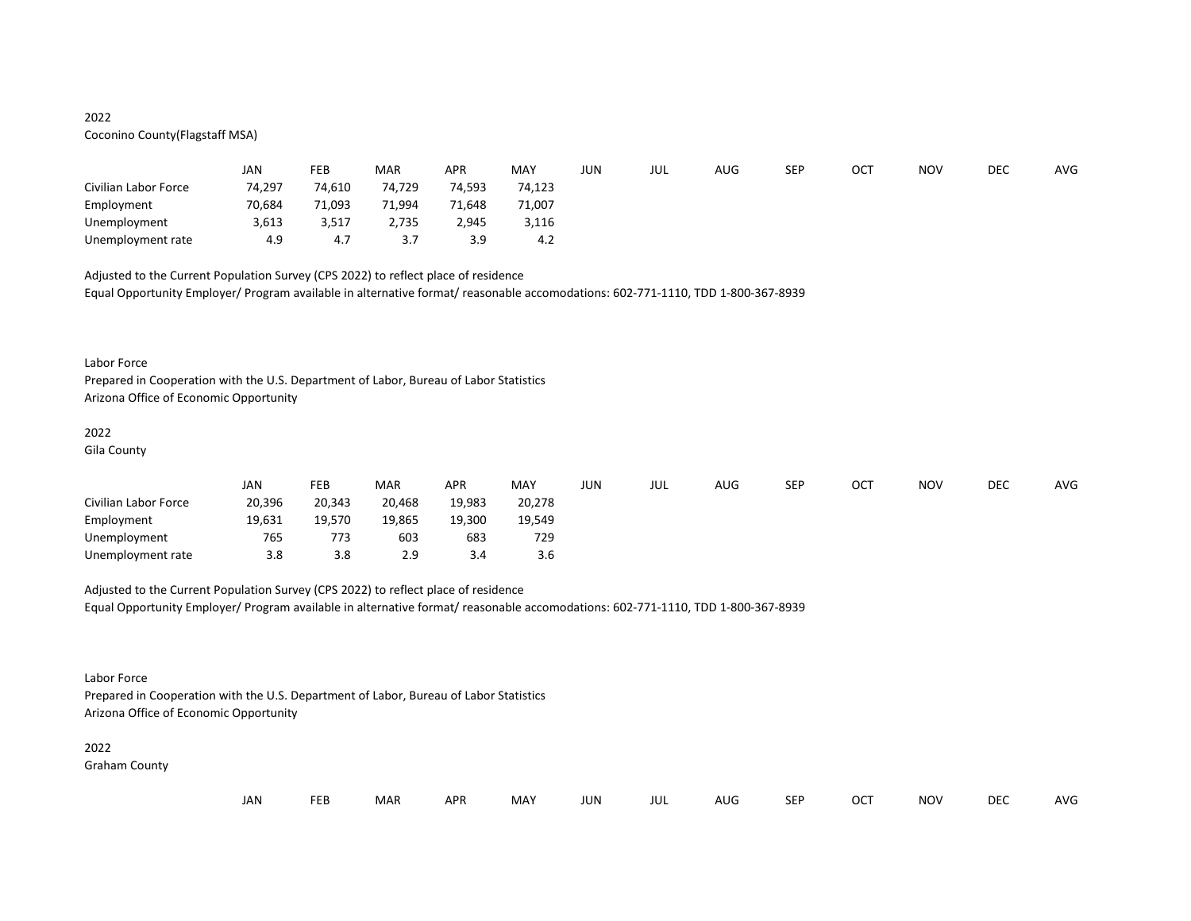2022
Coconino County(Flagstaff MSA)

| | JAN | FEB | MAR | APR | MAY | JUN | JUL | AUG | SEP | OCT | NOV | DEC | AVG |
|---|---|---|---|---|---|---|---|---|---|---|---|---|---|
| Civilian Labor Force | 74,297 | 74,610 | 74,729 | 74,593 | 74,123 | | | | | | | | |
| Employment | 70,684 | 71,093 | 71,994 | 71,648 | 71,007 | | | | | | | | |
| Unemployment | 3,613 | 3,517 | 2,735 | 2,945 | 3,116 | | | | | | | | |
| Unemployment rate | 4.9 | 4.7 | 3.7 | 3.9 | 4.2 | | | | | | | | |

Adjusted to the Current Population Survey (CPS 2022) to reflect place of residence
Equal Opportunity Employer/ Program available in alternative format/ reasonable accomodations: 602-771-1110, TDD 1-800-367-8939

Labor Force
Prepared in Cooperation with the U.S. Department of Labor, Bureau of Labor Statistics
Arizona Office of Economic Opportunity

2022
Gila County

| | JAN | FEB | MAR | APR | MAY | JUN | JUL | AUG | SEP | OCT | NOV | DEC | AVG |
|---|---|---|---|---|---|---|---|---|---|---|---|---|---|
| Civilian Labor Force | 20,396 | 20,343 | 20,468 | 19,983 | 20,278 | | | | | | | | |
| Employment | 19,631 | 19,570 | 19,865 | 19,300 | 19,549 | | | | | | | | |
| Unemployment | 765 | 773 | 603 | 683 | 729 | | | | | | | | |
| Unemployment rate | 3.8 | 3.8 | 2.9 | 3.4 | 3.6 | | | | | | | | |

Adjusted to the Current Population Survey (CPS 2022) to reflect place of residence
Equal Opportunity Employer/ Program available in alternative format/ reasonable accomodations: 602-771-1110, TDD 1-800-367-8939

Labor Force
Prepared in Cooperation with the U.S. Department of Labor, Bureau of Labor Statistics
Arizona Office of Economic Opportunity

2022
Graham County

| | JAN | FEB | MAR | APR | MAY | JUN | JUL | AUG | SEP | OCT | NOV | DEC | AVG |
|---|---|---|---|---|---|---|---|---|---|---|---|---|---|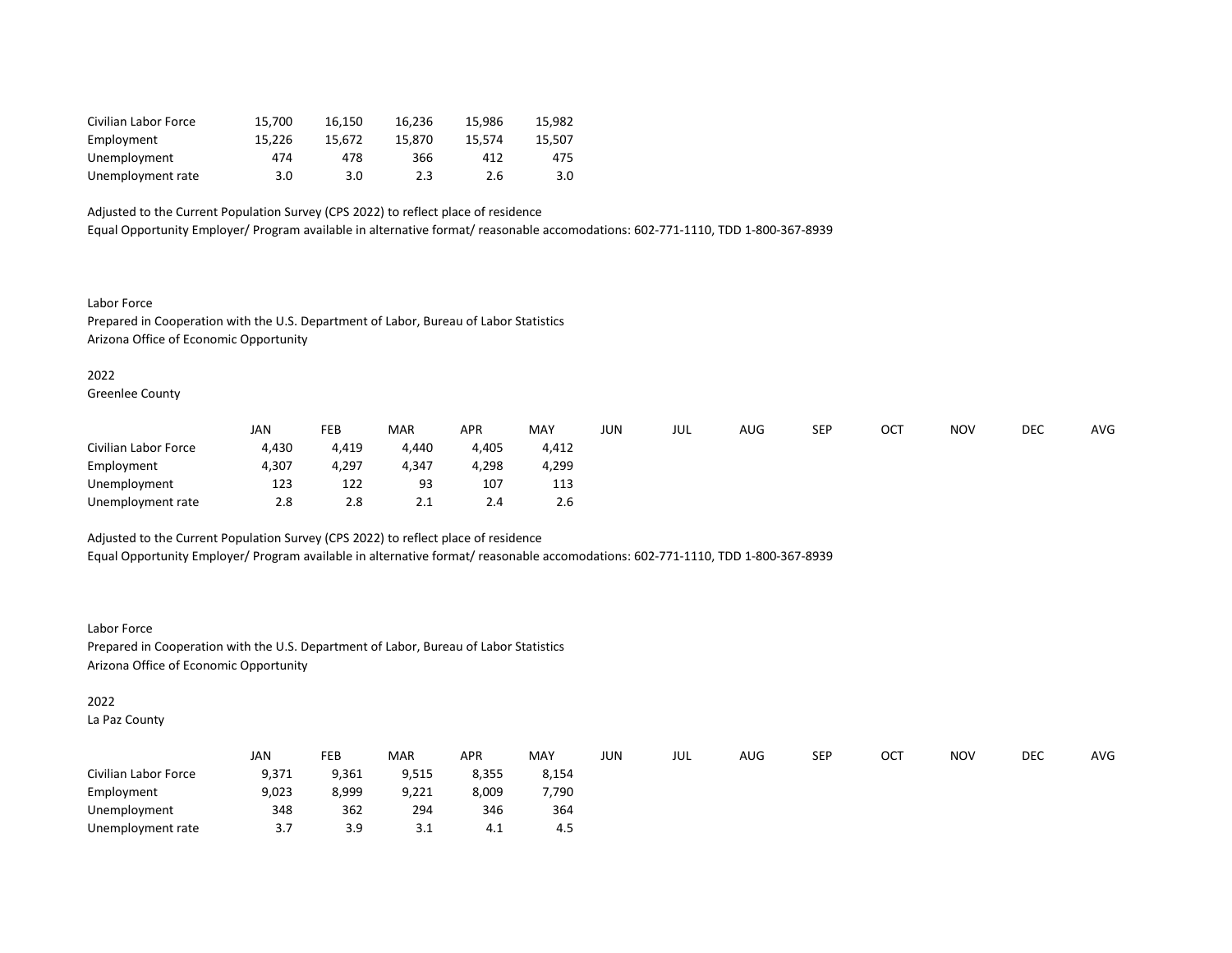| | | | | | |
|---|---|---|---|---|---|
| Civilian Labor Force | 15,700 | 16,150 | 16,236 | 15,986 | 15,982 |
| Employment | 15,226 | 15,672 | 15,870 | 15,574 | 15,507 |
| Unemployment | 474 | 478 | 366 | 412 | 475 |
| Unemployment rate | 3.0 | 3.0 | 2.3 | 2.6 | 3.0 |

Adjusted to the Current Population Survey (CPS 2022) to reflect place of residence
Equal Opportunity Employer/ Program available in alternative format/ reasonable accomodations: 602-771-1110, TDD 1-800-367-8939

Labor Force
Prepared in Cooperation with the U.S. Department of Labor, Bureau of Labor Statistics
Arizona Office of Economic Opportunity

2022
Greenlee County

| | JAN | FEB | MAR | APR | MAY | JUN | JUL | AUG | SEP | OCT | NOV | DEC | AVG |
|---|---|---|---|---|---|---|---|---|---|---|---|---|---|
| Civilian Labor Force | 4,430 | 4,419 | 4,440 | 4,405 | 4,412 | | | | | | | | |
| Employment | 4,307 | 4,297 | 4,347 | 4,298 | 4,299 | | | | | | | | |
| Unemployment | 123 | 122 | 93 | 107 | 113 | | | | | | | | |
| Unemployment rate | 2.8 | 2.8 | 2.1 | 2.4 | 2.6 | | | | | | | | |

Adjusted to the Current Population Survey (CPS 2022) to reflect place of residence
Equal Opportunity Employer/ Program available in alternative format/ reasonable accomodations: 602-771-1110, TDD 1-800-367-8939

Labor Force
Prepared in Cooperation with the U.S. Department of Labor, Bureau of Labor Statistics
Arizona Office of Economic Opportunity

2022
La Paz County

| | JAN | FEB | MAR | APR | MAY | JUN | JUL | AUG | SEP | OCT | NOV | DEC | AVG |
|---|---|---|---|---|---|---|---|---|---|---|---|---|---|
| Civilian Labor Force | 9,371 | 9,361 | 9,515 | 8,355 | 8,154 | | | | | | | | |
| Employment | 9,023 | 8,999 | 9,221 | 8,009 | 7,790 | | | | | | | | |
| Unemployment | 348 | 362 | 294 | 346 | 364 | | | | | | | | |
| Unemployment rate | 3.7 | 3.9 | 3.1 | 4.1 | 4.5 | | | | | | | | |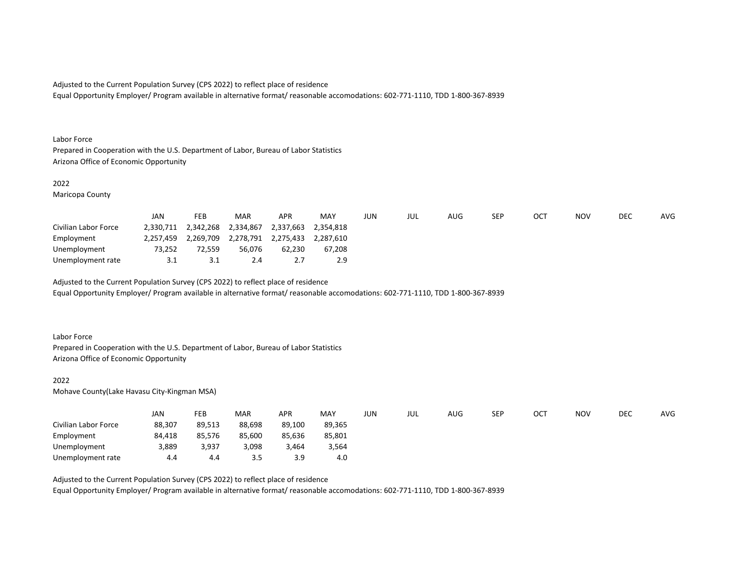Adjusted to the Current Population Survey (CPS 2022) to reflect place of residence
Equal Opportunity Employer/ Program available in alternative format/ reasonable accomodations: 602-771-1110, TDD 1-800-367-8939

Labor Force
Prepared in Cooperation with the U.S. Department of Labor, Bureau of Labor Statistics
Arizona Office of Economic Opportunity

2022
Maricopa County

| | JAN | FEB | MAR | APR | MAY | JUN | JUL | AUG | SEP | OCT | NOV | DEC | AVG |
|---|---|---|---|---|---|---|---|---|---|---|---|---|---|
| Civilian Labor Force | 2,330,711 | 2,342,268 | 2,334,867 | 2,337,663 | 2,354,818 | | | | | | | | |
| Employment | 2,257,459 | 2,269,709 | 2,278,791 | 2,275,433 | 2,287,610 | | | | | | | | |
| Unemployment | 73,252 | 72,559 | 56,076 | 62,230 | 67,208 | | | | | | | | |
| Unemployment rate | 3.1 | 3.1 | 2.4 | 2.7 | 2.9 | | | | | | | | |

Adjusted to the Current Population Survey (CPS 2022) to reflect place of residence
Equal Opportunity Employer/ Program available in alternative format/ reasonable accomodations: 602-771-1110, TDD 1-800-367-8939

Labor Force
Prepared in Cooperation with the U.S. Department of Labor, Bureau of Labor Statistics
Arizona Office of Economic Opportunity

2022
Mohave County(Lake Havasu City-Kingman MSA)

| | JAN | FEB | MAR | APR | MAY | JUN | JUL | AUG | SEP | OCT | NOV | DEC | AVG |
|---|---|---|---|---|---|---|---|---|---|---|---|---|---|
| Civilian Labor Force | 88,307 | 89,513 | 88,698 | 89,100 | 89,365 | | | | | | | | |
| Employment | 84,418 | 85,576 | 85,600 | 85,636 | 85,801 | | | | | | | | |
| Unemployment | 3,889 | 3,937 | 3,098 | 3,464 | 3,564 | | | | | | | | |
| Unemployment rate | 4.4 | 4.4 | 3.5 | 3.9 | 4.0 | | | | | | | | |

Adjusted to the Current Population Survey (CPS 2022) to reflect place of residence
Equal Opportunity Employer/ Program available in alternative format/ reasonable accomodations: 602-771-1110, TDD 1-800-367-8939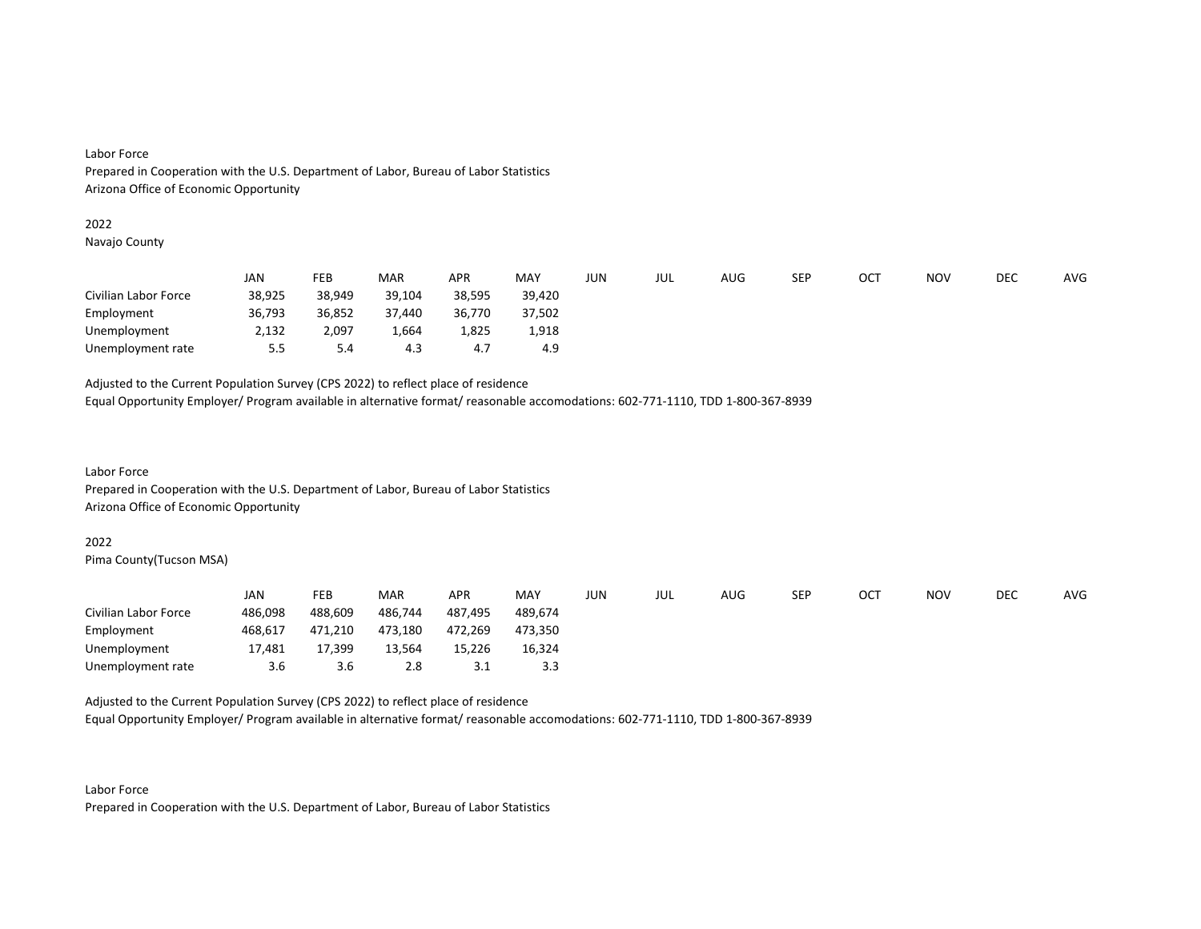Labor Force
Prepared in Cooperation with the U.S. Department of Labor, Bureau of Labor Statistics
Arizona Office of Economic Opportunity

2022
Navajo County

| | JAN | FEB | MAR | APR | MAY | JUN | JUL | AUG | SEP | OCT | NOV | DEC | AVG |
|---|---|---|---|---|---|---|---|---|---|---|---|---|---|
| Civilian Labor Force | 38,925 | 38,949 | 39,104 | 38,595 | 39,420 | | | | | | | | |
| Employment | 36,793 | 36,852 | 37,440 | 36,770 | 37,502 | | | | | | | | |
| Unemployment | 2,132 | 2,097 | 1,664 | 1,825 | 1,918 | | | | | | | | |
| Unemployment rate | 5.5 | 5.4 | 4.3 | 4.7 | 4.9 | | | | | | | | |

Adjusted to the Current Population Survey (CPS 2022) to reflect place of residence
Equal Opportunity Employer/ Program available in alternative format/ reasonable accomodations: 602-771-1110, TDD 1-800-367-8939

Labor Force
Prepared in Cooperation with the U.S. Department of Labor, Bureau of Labor Statistics
Arizona Office of Economic Opportunity

2022
Pima County(Tucson MSA)

| | JAN | FEB | MAR | APR | MAY | JUN | JUL | AUG | SEP | OCT | NOV | DEC | AVG |
|---|---|---|---|---|---|---|---|---|---|---|---|---|---|
| Civilian Labor Force | 486,098 | 488,609 | 486,744 | 487,495 | 489,674 | | | | | | | | |
| Employment | 468,617 | 471,210 | 473,180 | 472,269 | 473,350 | | | | | | | | |
| Unemployment | 17,481 | 17,399 | 13,564 | 15,226 | 16,324 | | | | | | | | |
| Unemployment rate | 3.6 | 3.6 | 2.8 | 3.1 | 3.3 | | | | | | | | |

Adjusted to the Current Population Survey (CPS 2022) to reflect place of residence
Equal Opportunity Employer/ Program available in alternative format/ reasonable accomodations: 602-771-1110, TDD 1-800-367-8939

Labor Force
Prepared in Cooperation with the U.S. Department of Labor, Bureau of Labor Statistics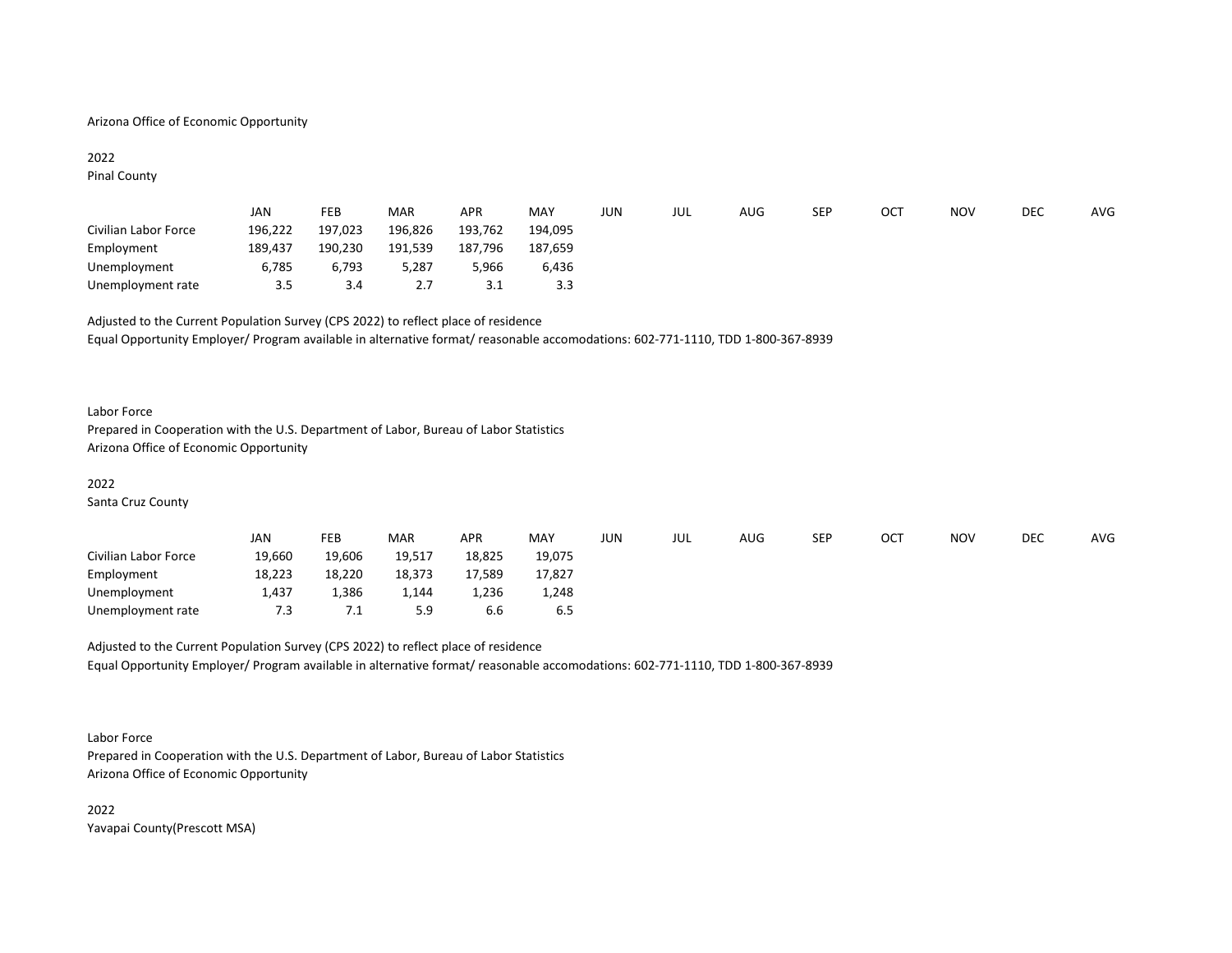Arizona Office of Economic Opportunity

2022

Pinal County

| | JAN | FEB | MAR | APR | MAY | JUN | JUL | AUG | SEP | OCT | NOV | DEC | AVG |
|---|---|---|---|---|---|---|---|---|---|---|---|---|---|
| Civilian Labor Force | 196,222 | 197,023 | 196,826 | 193,762 | 194,095 | | | | | | | | |
| Employment | 189,437 | 190,230 | 191,539 | 187,796 | 187,659 | | | | | | | | |
| Unemployment | 6,785 | 6,793 | 5,287 | 5,966 | 6,436 | | | | | | | | |
| Unemployment rate | 3.5 | 3.4 | 2.7 | 3.1 | 3.3 | | | | | | | | |

Adjusted to the Current Population Survey (CPS 2022) to reflect place of residence

Equal Opportunity Employer/ Program available in alternative format/ reasonable accomodations: 602-771-1110, TDD 1-800-367-8939

Labor Force

Prepared in Cooperation with the U.S. Department of Labor, Bureau of Labor Statistics

Arizona Office of Economic Opportunity

2022

Santa Cruz County

| | JAN | FEB | MAR | APR | MAY | JUN | JUL | AUG | SEP | OCT | NOV | DEC | AVG |
|---|---|---|---|---|---|---|---|---|---|---|---|---|---|
| Civilian Labor Force | 19,660 | 19,606 | 19,517 | 18,825 | 19,075 | | | | | | | | |
| Employment | 18,223 | 18,220 | 18,373 | 17,589 | 17,827 | | | | | | | | |
| Unemployment | 1,437 | 1,386 | 1,144 | 1,236 | 1,248 | | | | | | | | |
| Unemployment rate | 7.3 | 7.1 | 5.9 | 6.6 | 6.5 | | | | | | | | |

Adjusted to the Current Population Survey (CPS 2022) to reflect place of residence

Equal Opportunity Employer/ Program available in alternative format/ reasonable accomodations: 602-771-1110, TDD 1-800-367-8939

Labor Force

Prepared in Cooperation with the U.S. Department of Labor, Bureau of Labor Statistics

Arizona Office of Economic Opportunity

2022

Yavapai County(Prescott MSA)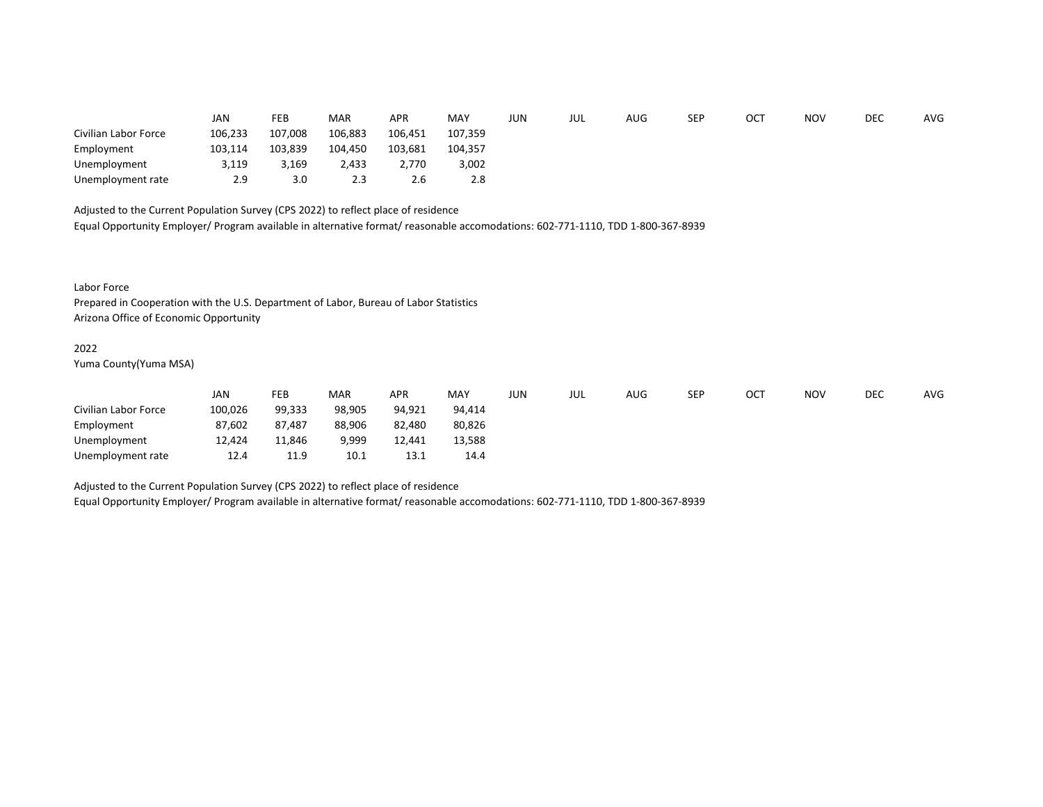|  | JAN | FEB | MAR | APR | MAY | JUN | JUL | AUG | SEP | OCT | NOV | DEC | AVG |
|---|---|---|---|---|---|---|---|---|---|---|---|---|---|
| Civilian Labor Force | 106,233 | 107,008 | 106,883 | 106,451 | 107,359 |  |  |  |  |  |  |  |  |
| Employment | 103,114 | 103,839 | 104,450 | 103,681 | 104,357 |  |  |  |  |  |  |  |  |
| Unemployment | 3,119 | 3,169 | 2,433 | 2,770 | 3,002 |  |  |  |  |  |  |  |  |
| Unemployment rate | 2.9 | 3.0 | 2.3 | 2.6 | 2.8 |  |  |  |  |  |  |  |  |

Adjusted to the Current Population Survey (CPS 2022) to reflect place of residence
Equal Opportunity Employer/ Program available in alternative format/ reasonable accomodations: 602-771-1110, TDD 1-800-367-8939

Labor Force
Prepared in Cooperation with the U.S. Department of Labor, Bureau of Labor Statistics
Arizona Office of Economic Opportunity

2022
Yuma County(Yuma MSA)

|  | JAN | FEB | MAR | APR | MAY | JUN | JUL | AUG | SEP | OCT | NOV | DEC | AVG |
|---|---|---|---|---|---|---|---|---|---|---|---|---|---|
| Civilian Labor Force | 100,026 | 99,333 | 98,905 | 94,921 | 94,414 |  |  |  |  |  |  |  |  |
| Employment | 87,602 | 87,487 | 88,906 | 82,480 | 80,826 |  |  |  |  |  |  |  |  |
| Unemployment | 12,424 | 11,846 | 9,999 | 12,441 | 13,588 |  |  |  |  |  |  |  |  |
| Unemployment rate | 12.4 | 11.9 | 10.1 | 13.1 | 14.4 |  |  |  |  |  |  |  |  |

Adjusted to the Current Population Survey (CPS 2022) to reflect place of residence
Equal Opportunity Employer/ Program available in alternative format/ reasonable accomodations: 602-771-1110, TDD 1-800-367-8939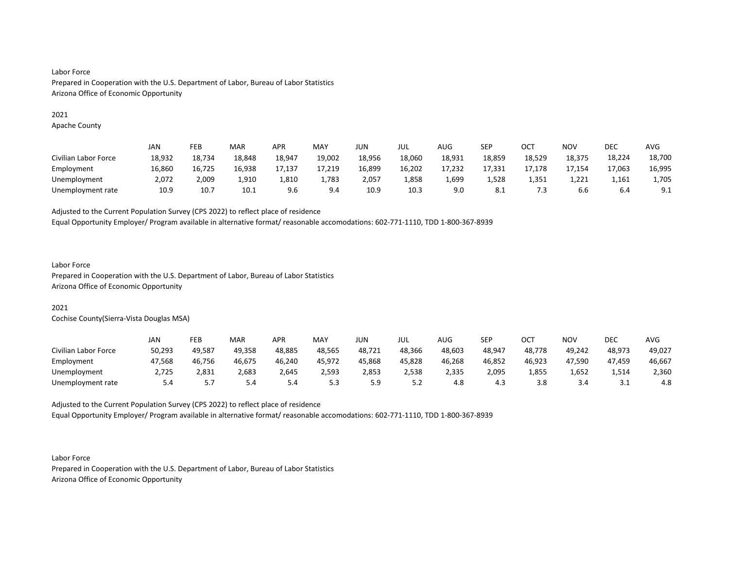Labor Force
Prepared in Cooperation with the U.S. Department of Labor, Bureau of Labor Statistics
Arizona Office of Economic Opportunity

2021
Apache County

| | JAN | FEB | MAR | APR | MAY | JUN | JUL | AUG | SEP | OCT | NOV | DEC | AVG |
|---|---|---|---|---|---|---|---|---|---|---|---|---|---|
| Civilian Labor Force | 18,932 | 18,734 | 18,848 | 18,947 | 19,002 | 18,956 | 18,060 | 18,931 | 18,859 | 18,529 | 18,375 | 18,224 | 18,700 |
| Employment | 16,860 | 16,725 | 16,938 | 17,137 | 17,219 | 16,899 | 16,202 | 17,232 | 17,331 | 17,178 | 17,154 | 17,063 | 16,995 |
| Unemployment | 2,072 | 2,009 | 1,910 | 1,810 | 1,783 | 2,057 | 1,858 | 1,699 | 1,528 | 1,351 | 1,221 | 1,161 | 1,705 |
| Unemployment rate | 10.9 | 10.7 | 10.1 | 9.6 | 9.4 | 10.9 | 10.3 | 9.0 | 8.1 | 7.3 | 6.6 | 6.4 | 9.1 |

Adjusted to the Current Population Survey (CPS 2022) to reflect place of residence
Equal Opportunity Employer/ Program available in alternative format/ reasonable accomodations: 602-771-1110, TDD 1-800-367-8939

Labor Force
Prepared in Cooperation with the U.S. Department of Labor, Bureau of Labor Statistics
Arizona Office of Economic Opportunity

2021
Cochise County(Sierra-Vista Douglas MSA)

| | JAN | FEB | MAR | APR | MAY | JUN | JUL | AUG | SEP | OCT | NOV | DEC | AVG |
|---|---|---|---|---|---|---|---|---|---|---|---|---|---|
| Civilian Labor Force | 50,293 | 49,587 | 49,358 | 48,885 | 48,565 | 48,721 | 48,366 | 48,603 | 48,947 | 48,778 | 49,242 | 48,973 | 49,027 |
| Employment | 47,568 | 46,756 | 46,675 | 46,240 | 45,972 | 45,868 | 45,828 | 46,268 | 46,852 | 46,923 | 47,590 | 47,459 | 46,667 |
| Unemployment | 2,725 | 2,831 | 2,683 | 2,645 | 2,593 | 2,853 | 2,538 | 2,335 | 2,095 | 1,855 | 1,652 | 1,514 | 2,360 |
| Unemployment rate | 5.4 | 5.7 | 5.4 | 5.4 | 5.3 | 5.9 | 5.2 | 4.8 | 4.3 | 3.8 | 3.4 | 3.1 | 4.8 |

Adjusted to the Current Population Survey (CPS 2022) to reflect place of residence
Equal Opportunity Employer/ Program available in alternative format/ reasonable accomodations: 602-771-1110, TDD 1-800-367-8939

Labor Force
Prepared in Cooperation with the U.S. Department of Labor, Bureau of Labor Statistics
Arizona Office of Economic Opportunity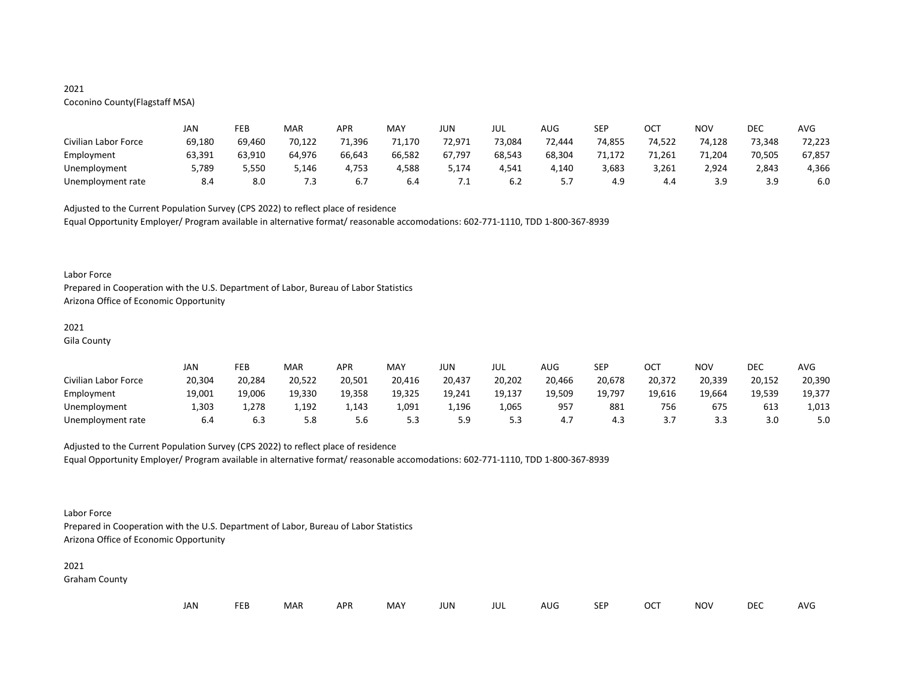2021

Coconino County(Flagstaff MSA)

| | JAN | FEB | MAR | APR | MAY | JUN | JUL | AUG | SEP | OCT | NOV | DEC | AVG |
|---|---|---|---|---|---|---|---|---|---|---|---|---|---|
| Civilian Labor Force | 69,180 | 69,460 | 70,122 | 71,396 | 71,170 | 72,971 | 73,084 | 72,444 | 74,855 | 74,522 | 74,128 | 73,348 | 72,223 |
| Employment | 63,391 | 63,910 | 64,976 | 66,643 | 66,582 | 67,797 | 68,543 | 68,304 | 71,172 | 71,261 | 71,204 | 70,505 | 67,857 |
| Unemployment | 5,789 | 5,550 | 5,146 | 4,753 | 4,588 | 5,174 | 4,541 | 4,140 | 3,683 | 3,261 | 2,924 | 2,843 | 4,366 |
| Unemployment rate | 8.4 | 8.0 | 7.3 | 6.7 | 6.4 | 7.1 | 6.2 | 5.7 | 4.9 | 4.4 | 3.9 | 3.9 | 6.0 |

Adjusted to the Current Population Survey (CPS 2022) to reflect place of residence

Equal Opportunity Employer/ Program available in alternative format/ reasonable accomodations: 602-771-1110, TDD 1-800-367-8939

Labor Force

Prepared in Cooperation with the U.S. Department of Labor, Bureau of Labor Statistics

Arizona Office of Economic Opportunity

2021

Gila County

| | JAN | FEB | MAR | APR | MAY | JUN | JUL | AUG | SEP | OCT | NOV | DEC | AVG |
|---|---|---|---|---|---|---|---|---|---|---|---|---|---|
| Civilian Labor Force | 20,304 | 20,284 | 20,522 | 20,501 | 20,416 | 20,437 | 20,202 | 20,466 | 20,678 | 20,372 | 20,339 | 20,152 | 20,390 |
| Employment | 19,001 | 19,006 | 19,330 | 19,358 | 19,325 | 19,241 | 19,137 | 19,509 | 19,797 | 19,616 | 19,664 | 19,539 | 19,377 |
| Unemployment | 1,303 | 1,278 | 1,192 | 1,143 | 1,091 | 1,196 | 1,065 | 957 | 881 | 756 | 675 | 613 | 1,013 |
| Unemployment rate | 6.4 | 6.3 | 5.8 | 5.6 | 5.3 | 5.9 | 5.3 | 4.7 | 4.3 | 3.7 | 3.3 | 3.0 | 5.0 |

Adjusted to the Current Population Survey (CPS 2022) to reflect place of residence

Equal Opportunity Employer/ Program available in alternative format/ reasonable accomodations: 602-771-1110, TDD 1-800-367-8939

Labor Force

Prepared in Cooperation with the U.S. Department of Labor, Bureau of Labor Statistics

Arizona Office of Economic Opportunity

2021

Graham County

| | JAN | FEB | MAR | APR | MAY | JUN | JUL | AUG | SEP | OCT | NOV | DEC | AVG |
|---|---|---|---|---|---|---|---|---|---|---|---|---|---|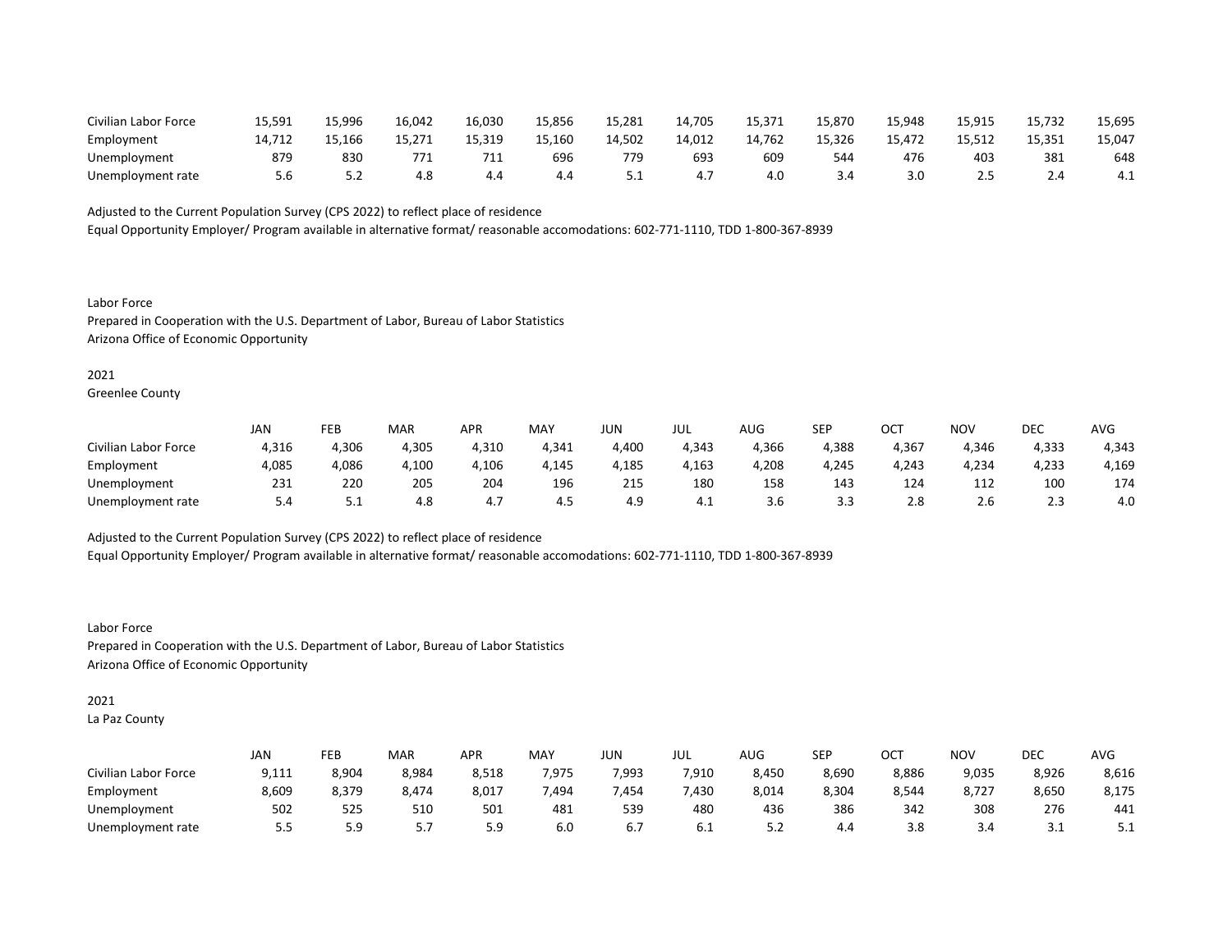| | | | | | | | | | | | | | |
|---|---|---|---|---|---|---|---|---|---|---|---|---|---|
| Civilian Labor Force | 15,591 | 15,996 | 16,042 | 16,030 | 15,856 | 15,281 | 14,705 | 15,371 | 15,870 | 15,948 | 15,915 | 15,732 | 15,695 |
| Employment | 14,712 | 15,166 | 15,271 | 15,319 | 15,160 | 14,502 | 14,012 | 14,762 | 15,326 | 15,472 | 15,512 | 15,351 | 15,047 |
| Unemployment | 879 | 830 | 771 | 711 | 696 | 779 | 693 | 609 | 544 | 476 | 403 | 381 | 648 |
| Unemployment rate | 5.6 | 5.2 | 4.8 | 4.4 | 4.4 | 5.1 | 4.7 | 4.0 | 3.4 | 3.0 | 2.5 | 2.4 | 4.1 |

Adjusted to the Current Population Survey (CPS 2022) to reflect place of residence
Equal Opportunity Employer/ Program available in alternative format/ reasonable accomodations: 602-771-1110, TDD 1-800-367-8939

Labor Force
Prepared in Cooperation with the U.S. Department of Labor, Bureau of Labor Statistics
Arizona Office of Economic Opportunity

2021
Greenlee County

| | JAN | FEB | MAR | APR | MAY | JUN | JUL | AUG | SEP | OCT | NOV | DEC | AVG |
|---|---|---|---|---|---|---|---|---|---|---|---|---|---|
| Civilian Labor Force | 4,316 | 4,306 | 4,305 | 4,310 | 4,341 | 4,400 | 4,343 | 4,366 | 4,388 | 4,367 | 4,346 | 4,333 | 4,343 |
| Employment | 4,085 | 4,086 | 4,100 | 4,106 | 4,145 | 4,185 | 4,163 | 4,208 | 4,245 | 4,243 | 4,234 | 4,233 | 4,169 |
| Unemployment | 231 | 220 | 205 | 204 | 196 | 215 | 180 | 158 | 143 | 124 | 112 | 100 | 174 |
| Unemployment rate | 5.4 | 5.1 | 4.8 | 4.7 | 4.5 | 4.9 | 4.1 | 3.6 | 3.3 | 2.8 | 2.6 | 2.3 | 4.0 |

Adjusted to the Current Population Survey (CPS 2022) to reflect place of residence
Equal Opportunity Employer/ Program available in alternative format/ reasonable accomodations: 602-771-1110, TDD 1-800-367-8939

Labor Force
Prepared in Cooperation with the U.S. Department of Labor, Bureau of Labor Statistics
Arizona Office of Economic Opportunity

2021
La Paz County

| | JAN | FEB | MAR | APR | MAY | JUN | JUL | AUG | SEP | OCT | NOV | DEC | AVG |
|---|---|---|---|---|---|---|---|---|---|---|---|---|---|
| Civilian Labor Force | 9,111 | 8,904 | 8,984 | 8,518 | 7,975 | 7,993 | 7,910 | 8,450 | 8,690 | 8,886 | 9,035 | 8,926 | 8,616 |
| Employment | 8,609 | 8,379 | 8,474 | 8,017 | 7,494 | 7,454 | 7,430 | 8,014 | 8,304 | 8,544 | 8,727 | 8,650 | 8,175 |
| Unemployment | 502 | 525 | 510 | 501 | 481 | 539 | 480 | 436 | 386 | 342 | 308 | 276 | 441 |
| Unemployment rate | 5.5 | 5.9 | 5.7 | 5.9 | 6.0 | 6.7 | 6.1 | 5.2 | 4.4 | 3.8 | 3.4 | 3.1 | 5.1 |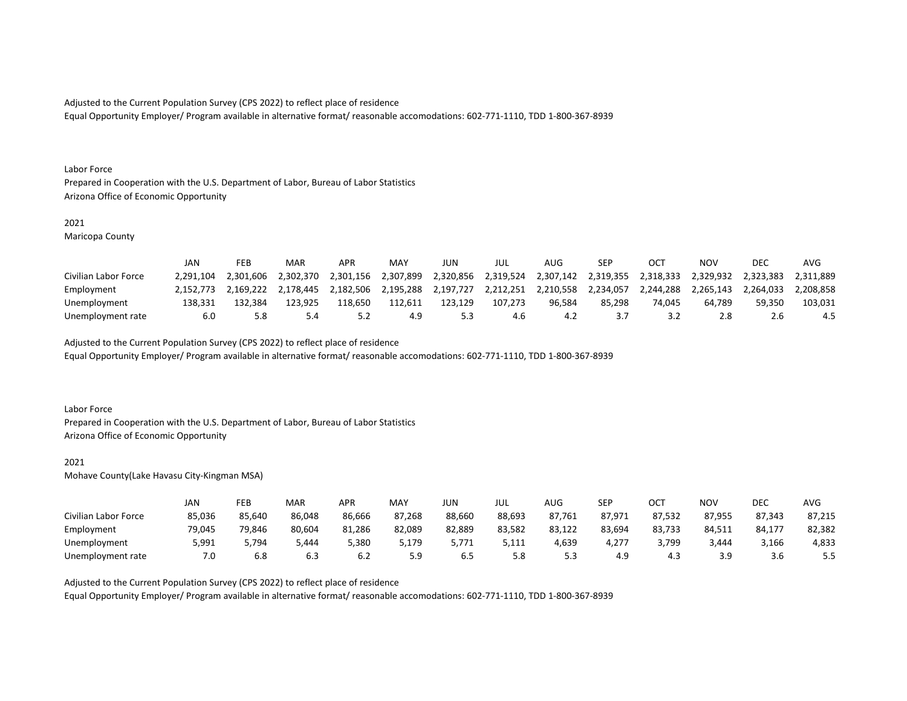Adjusted to the Current Population Survey (CPS 2022) to reflect place of residence
Equal Opportunity Employer/ Program available in alternative format/ reasonable accomodations: 602-771-1110, TDD 1-800-367-8939

Labor Force
Prepared in Cooperation with the U.S. Department of Labor, Bureau of Labor Statistics
Arizona Office of Economic Opportunity

2021
Maricopa County

| | JAN | FEB | MAR | APR | MAY | JUN | JUL | AUG | SEP | OCT | NOV | DEC | AVG |
|---|---|---|---|---|---|---|---|---|---|---|---|---|---|
| Civilian Labor Force | 2,291,104 | 2,301,606 | 2,302,370 | 2,301,156 | 2,307,899 | 2,320,856 | 2,319,524 | 2,307,142 | 2,319,355 | 2,318,333 | 2,329,932 | 2,323,383 | 2,311,889 |
| Employment | 2,152,773 | 2,169,222 | 2,178,445 | 2,182,506 | 2,195,288 | 2,197,727 | 2,212,251 | 2,210,558 | 2,234,057 | 2,244,288 | 2,265,143 | 2,264,033 | 2,208,858 |
| Unemployment | 138,331 | 132,384 | 123,925 | 118,650 | 112,611 | 123,129 | 107,273 | 96,584 | 85,298 | 74,045 | 64,789 | 59,350 | 103,031 |
| Unemployment rate | 6.0 | 5.8 | 5.4 | 5.2 | 4.9 | 5.3 | 4.6 | 4.2 | 3.7 | 3.2 | 2.8 | 2.6 | 4.5 |

Adjusted to the Current Population Survey (CPS 2022) to reflect place of residence
Equal Opportunity Employer/ Program available in alternative format/ reasonable accomodations: 602-771-1110, TDD 1-800-367-8939

Labor Force
Prepared in Cooperation with the U.S. Department of Labor, Bureau of Labor Statistics
Arizona Office of Economic Opportunity

2021
Mohave County(Lake Havasu City-Kingman MSA)

| | JAN | FEB | MAR | APR | MAY | JUN | JUL | AUG | SEP | OCT | NOV | DEC | AVG |
|---|---|---|---|---|---|---|---|---|---|---|---|---|---|
| Civilian Labor Force | 85,036 | 85,640 | 86,048 | 86,666 | 87,268 | 88,660 | 88,693 | 87,761 | 87,971 | 87,532 | 87,955 | 87,343 | 87,215 |
| Employment | 79,045 | 79,846 | 80,604 | 81,286 | 82,089 | 82,889 | 83,582 | 83,122 | 83,694 | 83,733 | 84,511 | 84,177 | 82,382 |
| Unemployment | 5,991 | 5,794 | 5,444 | 5,380 | 5,179 | 5,771 | 5,111 | 4,639 | 4,277 | 3,799 | 3,444 | 3,166 | 4,833 |
| Unemployment rate | 7.0 | 6.8 | 6.3 | 6.2 | 5.9 | 6.5 | 5.8 | 5.3 | 4.9 | 4.3 | 3.9 | 3.6 | 5.5 |

Adjusted to the Current Population Survey (CPS 2022) to reflect place of residence
Equal Opportunity Employer/ Program available in alternative format/ reasonable accomodations: 602-771-1110, TDD 1-800-367-8939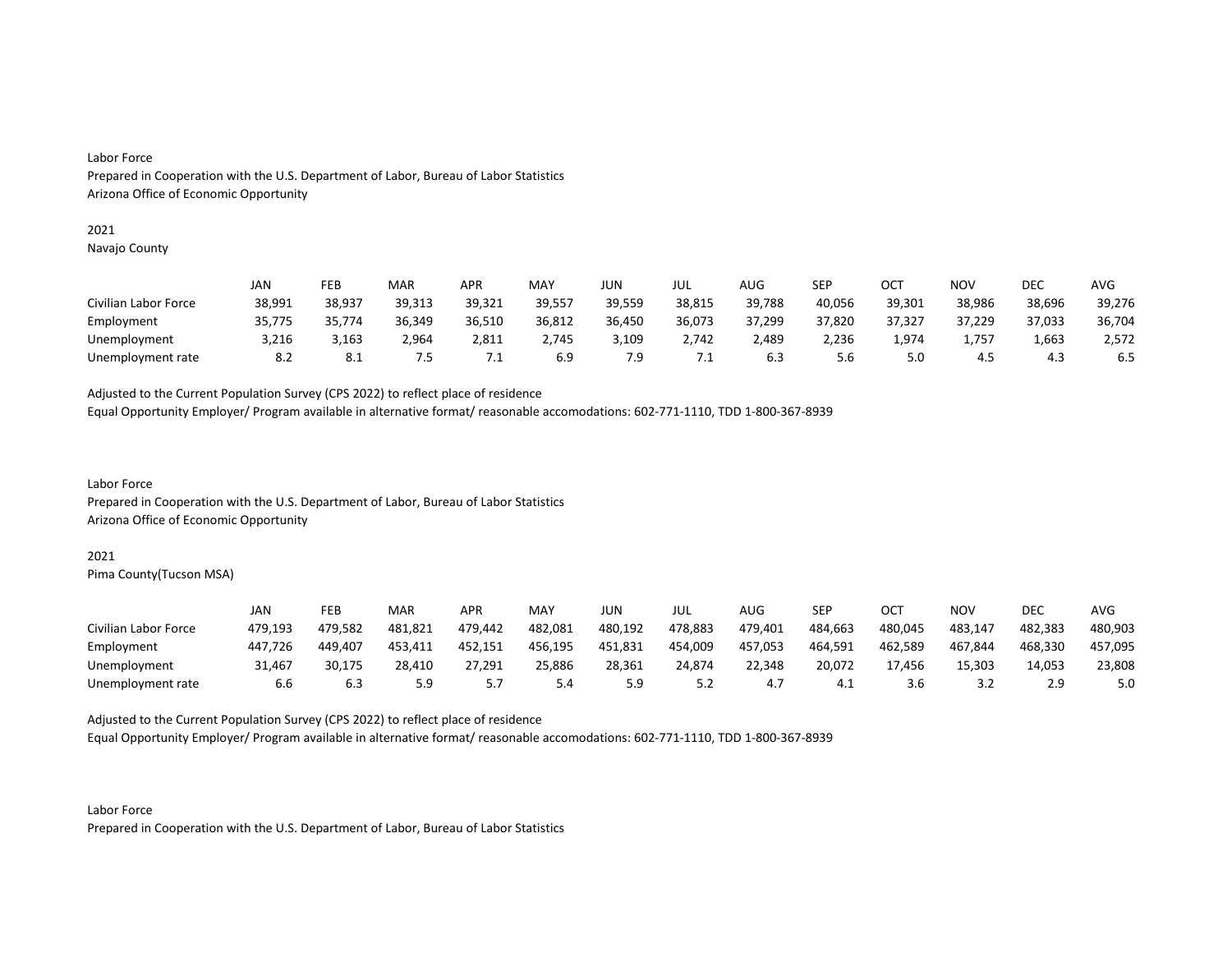Labor Force
Prepared in Cooperation with the U.S. Department of Labor, Bureau of Labor Statistics
Arizona Office of Economic Opportunity

2021
Navajo County

| | JAN | FEB | MAR | APR | MAY | JUN | JUL | AUG | SEP | OCT | NOV | DEC | AVG |
|---|---|---|---|---|---|---|---|---|---|---|---|---|---|
| Civilian Labor Force | 38,991 | 38,937 | 39,313 | 39,321 | 39,557 | 39,559 | 38,815 | 39,788 | 40,056 | 39,301 | 38,986 | 38,696 | 39,276 |
| Employment | 35,775 | 35,774 | 36,349 | 36,510 | 36,812 | 36,450 | 36,073 | 37,299 | 37,820 | 37,327 | 37,229 | 37,033 | 36,704 |
| Unemployment | 3,216 | 3,163 | 2,964 | 2,811 | 2,745 | 3,109 | 2,742 | 2,489 | 2,236 | 1,974 | 1,757 | 1,663 | 2,572 |
| Unemployment rate | 8.2 | 8.1 | 7.5 | 7.1 | 6.9 | 7.9 | 7.1 | 6.3 | 5.6 | 5.0 | 4.5 | 4.3 | 6.5 |

Adjusted to the Current Population Survey (CPS 2022) to reflect place of residence
Equal Opportunity Employer/ Program available in alternative format/ reasonable accomodations: 602-771-1110, TDD 1-800-367-8939

Labor Force
Prepared in Cooperation with the U.S. Department of Labor, Bureau of Labor Statistics
Arizona Office of Economic Opportunity

2021
Pima County(Tucson MSA)

| | JAN | FEB | MAR | APR | MAY | JUN | JUL | AUG | SEP | OCT | NOV | DEC | AVG |
|---|---|---|---|---|---|---|---|---|---|---|---|---|---|
| Civilian Labor Force | 479,193 | 479,582 | 481,821 | 479,442 | 482,081 | 480,192 | 478,883 | 479,401 | 484,663 | 480,045 | 483,147 | 482,383 | 480,903 |
| Employment | 447,726 | 449,407 | 453,411 | 452,151 | 456,195 | 451,831 | 454,009 | 457,053 | 464,591 | 462,589 | 467,844 | 468,330 | 457,095 |
| Unemployment | 31,467 | 30,175 | 28,410 | 27,291 | 25,886 | 28,361 | 24,874 | 22,348 | 20,072 | 17,456 | 15,303 | 14,053 | 23,808 |
| Unemployment rate | 6.6 | 6.3 | 5.9 | 5.7 | 5.4 | 5.9 | 5.2 | 4.7 | 4.1 | 3.6 | 3.2 | 2.9 | 5.0 |

Adjusted to the Current Population Survey (CPS 2022) to reflect place of residence
Equal Opportunity Employer/ Program available in alternative format/ reasonable accomodations: 602-771-1110, TDD 1-800-367-8939

Labor Force
Prepared in Cooperation with the U.S. Department of Labor, Bureau of Labor Statistics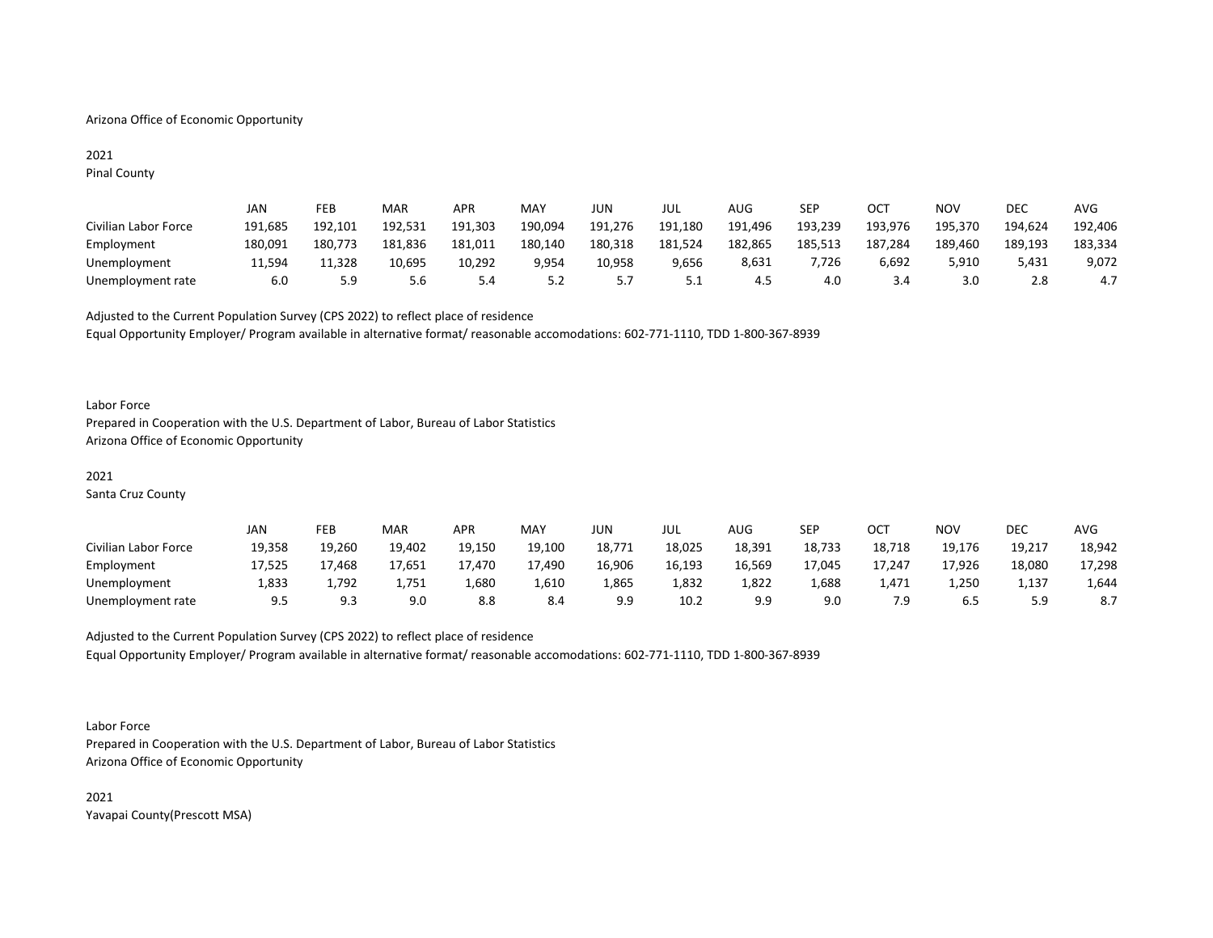Arizona Office of Economic Opportunity

2021
Pinal County

| | JAN | FEB | MAR | APR | MAY | JUN | JUL | AUG | SEP | OCT | NOV | DEC | AVG |
|---|---|---|---|---|---|---|---|---|---|---|---|---|---|
| Civilian Labor Force | 191,685 | 192,101 | 192,531 | 191,303 | 190,094 | 191,276 | 191,180 | 191,496 | 193,239 | 193,976 | 195,370 | 194,624 | 192,406 |
| Employment | 180,091 | 180,773 | 181,836 | 181,011 | 180,140 | 180,318 | 181,524 | 182,865 | 185,513 | 187,284 | 189,460 | 189,193 | 183,334 |
| Unemployment | 11,594 | 11,328 | 10,695 | 10,292 | 9,954 | 10,958 | 9,656 | 8,631 | 7,726 | 6,692 | 5,910 | 5,431 | 9,072 |
| Unemployment rate | 6.0 | 5.9 | 5.6 | 5.4 | 5.2 | 5.7 | 5.1 | 4.5 | 4.0 | 3.4 | 3.0 | 2.8 | 4.7 |

Adjusted to the Current Population Survey (CPS 2022) to reflect place of residence
Equal Opportunity Employer/ Program available in alternative format/ reasonable accomodations: 602-771-1110, TDD 1-800-367-8939

Labor Force
Prepared in Cooperation with the U.S. Department of Labor, Bureau of Labor Statistics
Arizona Office of Economic Opportunity

2021
Santa Cruz County

| | JAN | FEB | MAR | APR | MAY | JUN | JUL | AUG | SEP | OCT | NOV | DEC | AVG |
|---|---|---|---|---|---|---|---|---|---|---|---|---|---|
| Civilian Labor Force | 19,358 | 19,260 | 19,402 | 19,150 | 19,100 | 18,771 | 18,025 | 18,391 | 18,733 | 18,718 | 19,176 | 19,217 | 18,942 |
| Employment | 17,525 | 17,468 | 17,651 | 17,470 | 17,490 | 16,906 | 16,193 | 16,569 | 17,045 | 17,247 | 17,926 | 18,080 | 17,298 |
| Unemployment | 1,833 | 1,792 | 1,751 | 1,680 | 1,610 | 1,865 | 1,832 | 1,822 | 1,688 | 1,471 | 1,250 | 1,137 | 1,644 |
| Unemployment rate | 9.5 | 9.3 | 9.0 | 8.8 | 8.4 | 9.9 | 10.2 | 9.9 | 9.0 | 7.9 | 6.5 | 5.9 | 8.7 |

Adjusted to the Current Population Survey (CPS 2022) to reflect place of residence
Equal Opportunity Employer/ Program available in alternative format/ reasonable accomodations: 602-771-1110, TDD 1-800-367-8939

Labor Force
Prepared in Cooperation with the U.S. Department of Labor, Bureau of Labor Statistics
Arizona Office of Economic Opportunity

2021
Yavapai County(Prescott MSA)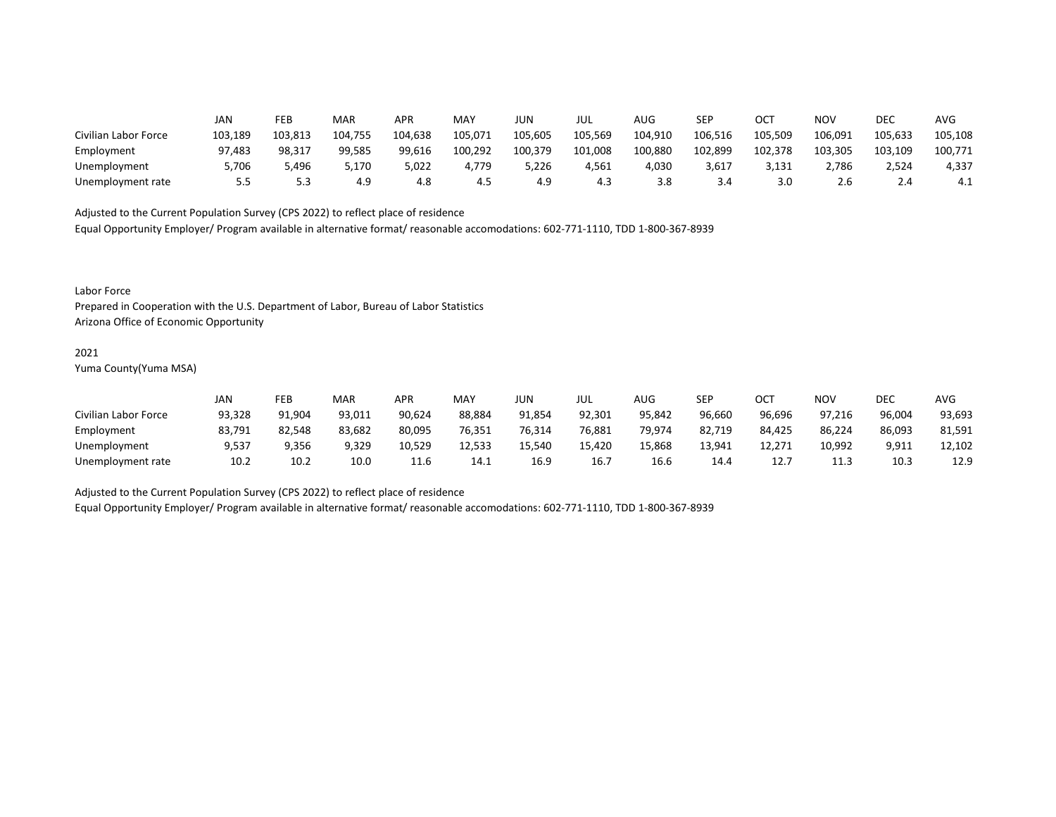| | JAN | FEB | MAR | APR | MAY | JUN | JUL | AUG | SEP | OCT | NOV | DEC | AVG |
|---|---|---|---|---|---|---|---|---|---|---|---|---|---|
| Civilian Labor Force | 103,189 | 103,813 | 104,755 | 104,638 | 105,071 | 105,605 | 105,569 | 104,910 | 106,516 | 105,509 | 106,091 | 105,633 | 105,108 |
| Employment | 97,483 | 98,317 | 99,585 | 99,616 | 100,292 | 100,379 | 101,008 | 100,880 | 102,899 | 102,378 | 103,305 | 103,109 | 100,771 |
| Unemployment | 5,706 | 5,496 | 5,170 | 5,022 | 4,779 | 5,226 | 4,561 | 4,030 | 3,617 | 3,131 | 2,786 | 2,524 | 4,337 |
| Unemployment rate | 5.5 | 5.3 | 4.9 | 4.8 | 4.5 | 4.9 | 4.3 | 3.8 | 3.4 | 3.0 | 2.6 | 2.4 | 4.1 |

Adjusted to the Current Population Survey (CPS 2022) to reflect place of residence
Equal Opportunity Employer/ Program available in alternative format/ reasonable accomodations: 602-771-1110, TDD 1-800-367-8939

Labor Force
Prepared in Cooperation with the U.S. Department of Labor, Bureau of Labor Statistics
Arizona Office of Economic Opportunity

2021
Yuma County(Yuma MSA)

| | JAN | FEB | MAR | APR | MAY | JUN | JUL | AUG | SEP | OCT | NOV | DEC | AVG |
|---|---|---|---|---|---|---|---|---|---|---|---|---|---|
| Civilian Labor Force | 93,328 | 91,904 | 93,011 | 90,624 | 88,884 | 91,854 | 92,301 | 95,842 | 96,660 | 96,696 | 97,216 | 96,004 | 93,693 |
| Employment | 83,791 | 82,548 | 83,682 | 80,095 | 76,351 | 76,314 | 76,881 | 79,974 | 82,719 | 84,425 | 86,224 | 86,093 | 81,591 |
| Unemployment | 9,537 | 9,356 | 9,329 | 10,529 | 12,533 | 15,540 | 15,420 | 15,868 | 13,941 | 12,271 | 10,992 | 9,911 | 12,102 |
| Unemployment rate | 10.2 | 10.2 | 10.0 | 11.6 | 14.1 | 16.9 | 16.7 | 16.6 | 14.4 | 12.7 | 11.3 | 10.3 | 12.9 |

Adjusted to the Current Population Survey (CPS 2022) to reflect place of residence
Equal Opportunity Employer/ Program available in alternative format/ reasonable accomodations: 602-771-1110, TDD 1-800-367-8939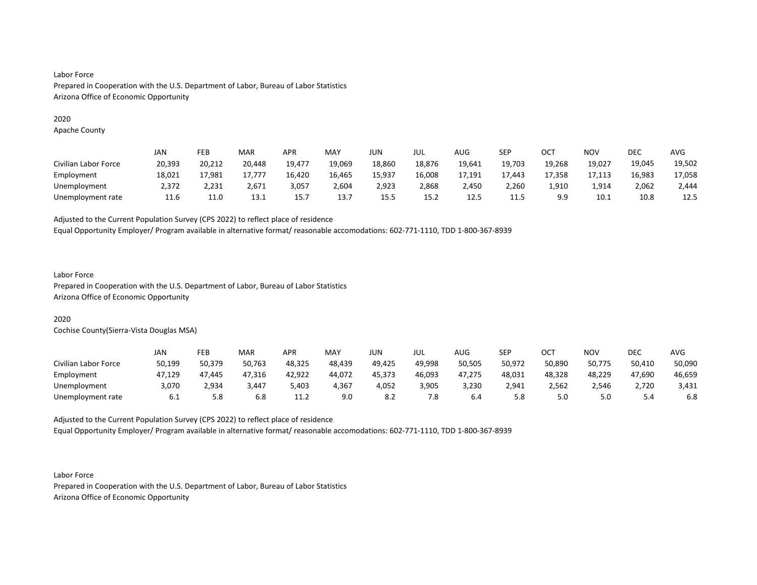Labor Force
Prepared in Cooperation with the U.S. Department of Labor, Bureau of Labor Statistics
Arizona Office of Economic Opportunity

2020
Apache County

| | JAN | FEB | MAR | APR | MAY | JUN | JUL | AUG | SEP | OCT | NOV | DEC | AVG |
|---|---|---|---|---|---|---|---|---|---|---|---|---|---|
| Civilian Labor Force | 20,393 | 20,212 | 20,448 | 19,477 | 19,069 | 18,860 | 18,876 | 19,641 | 19,703 | 19,268 | 19,027 | 19,045 | 19,502 |
| Employment | 18,021 | 17,981 | 17,777 | 16,420 | 16,465 | 15,937 | 16,008 | 17,191 | 17,443 | 17,358 | 17,113 | 16,983 | 17,058 |
| Unemployment | 2,372 | 2,231 | 2,671 | 3,057 | 2,604 | 2,923 | 2,868 | 2,450 | 2,260 | 1,910 | 1,914 | 2,062 | 2,444 |
| Unemployment rate | 11.6 | 11.0 | 13.1 | 15.7 | 13.7 | 15.5 | 15.2 | 12.5 | 11.5 | 9.9 | 10.1 | 10.8 | 12.5 |

Adjusted to the Current Population Survey (CPS 2022) to reflect place of residence
Equal Opportunity Employer/ Program available in alternative format/ reasonable accomodations: 602-771-1110, TDD 1-800-367-8939

Labor Force
Prepared in Cooperation with the U.S. Department of Labor, Bureau of Labor Statistics
Arizona Office of Economic Opportunity

2020
Cochise County(Sierra-Vista Douglas MSA)

| | JAN | FEB | MAR | APR | MAY | JUN | JUL | AUG | SEP | OCT | NOV | DEC | AVG |
|---|---|---|---|---|---|---|---|---|---|---|---|---|---|
| Civilian Labor Force | 50,199 | 50,379 | 50,763 | 48,325 | 48,439 | 49,425 | 49,998 | 50,505 | 50,972 | 50,890 | 50,775 | 50,410 | 50,090 |
| Employment | 47,129 | 47,445 | 47,316 | 42,922 | 44,072 | 45,373 | 46,093 | 47,275 | 48,031 | 48,328 | 48,229 | 47,690 | 46,659 |
| Unemployment | 3,070 | 2,934 | 3,447 | 5,403 | 4,367 | 4,052 | 3,905 | 3,230 | 2,941 | 2,562 | 2,546 | 2,720 | 3,431 |
| Unemployment rate | 6.1 | 5.8 | 6.8 | 11.2 | 9.0 | 8.2 | 7.8 | 6.4 | 5.8 | 5.0 | 5.0 | 5.4 | 6.8 |

Adjusted to the Current Population Survey (CPS 2022) to reflect place of residence
Equal Opportunity Employer/ Program available in alternative format/ reasonable accomodations: 602-771-1110, TDD 1-800-367-8939

Labor Force
Prepared in Cooperation with the U.S. Department of Labor, Bureau of Labor Statistics
Arizona Office of Economic Opportunity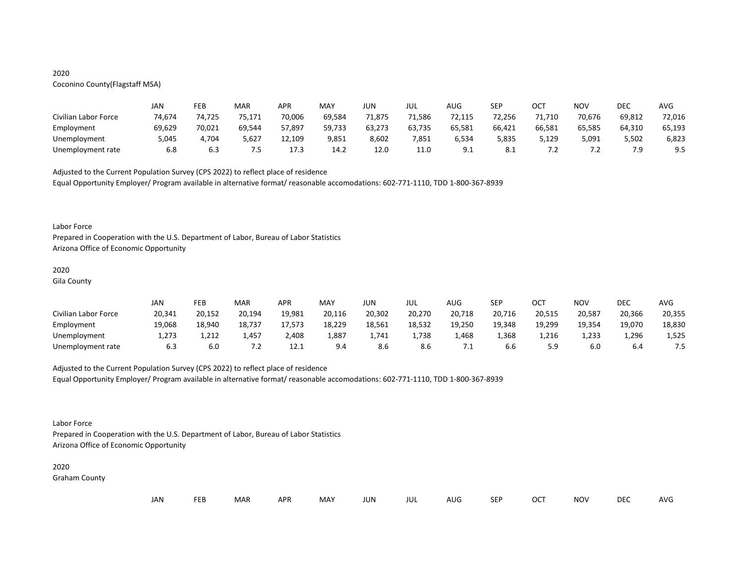2020

Coconino County(Flagstaff MSA)

| | JAN | FEB | MAR | APR | MAY | JUN | JUL | AUG | SEP | OCT | NOV | DEC | AVG |
|---|---|---|---|---|---|---|---|---|---|---|---|---|---|
| Civilian Labor Force | 74,674 | 74,725 | 75,171 | 70,006 | 69,584 | 71,875 | 71,586 | 72,115 | 72,256 | 71,710 | 70,676 | 69,812 | 72,016 |
| Employment | 69,629 | 70,021 | 69,544 | 57,897 | 59,733 | 63,273 | 63,735 | 65,581 | 66,421 | 66,581 | 65,585 | 64,310 | 65,193 |
| Unemployment | 5,045 | 4,704 | 5,627 | 12,109 | 9,851 | 8,602 | 7,851 | 6,534 | 5,835 | 5,129 | 5,091 | 5,502 | 6,823 |
| Unemployment rate | 6.8 | 6.3 | 7.5 | 17.3 | 14.2 | 12.0 | 11.0 | 9.1 | 8.1 | 7.2 | 7.2 | 7.9 | 9.5 |

Adjusted to the Current Population Survey (CPS 2022) to reflect place of residence

Equal Opportunity Employer/ Program available in alternative format/ reasonable accomodations: 602-771-1110, TDD 1-800-367-8939

Labor Force

Prepared in Cooperation with the U.S. Department of Labor, Bureau of Labor Statistics

Arizona Office of Economic Opportunity

2020

Gila County

| | JAN | FEB | MAR | APR | MAY | JUN | JUL | AUG | SEP | OCT | NOV | DEC | AVG |
|---|---|---|---|---|---|---|---|---|---|---|---|---|---|
| Civilian Labor Force | 20,341 | 20,152 | 20,194 | 19,981 | 20,116 | 20,302 | 20,270 | 20,718 | 20,716 | 20,515 | 20,587 | 20,366 | 20,355 |
| Employment | 19,068 | 18,940 | 18,737 | 17,573 | 18,229 | 18,561 | 18,532 | 19,250 | 19,348 | 19,299 | 19,354 | 19,070 | 18,830 |
| Unemployment | 1,273 | 1,212 | 1,457 | 2,408 | 1,887 | 1,741 | 1,738 | 1,468 | 1,368 | 1,216 | 1,233 | 1,296 | 1,525 |
| Unemployment rate | 6.3 | 6.0 | 7.2 | 12.1 | 9.4 | 8.6 | 8.6 | 7.1 | 6.6 | 5.9 | 6.0 | 6.4 | 7.5 |

Adjusted to the Current Population Survey (CPS 2022) to reflect place of residence

Equal Opportunity Employer/ Program available in alternative format/ reasonable accomodations: 602-771-1110, TDD 1-800-367-8939

Labor Force

Prepared in Cooperation with the U.S. Department of Labor, Bureau of Labor Statistics

Arizona Office of Economic Opportunity

2020

Graham County

| | JAN | FEB | MAR | APR | MAY | JUN | JUL | AUG | SEP | OCT | NOV | DEC | AVG |
|---|---|---|---|---|---|---|---|---|---|---|---|---|---|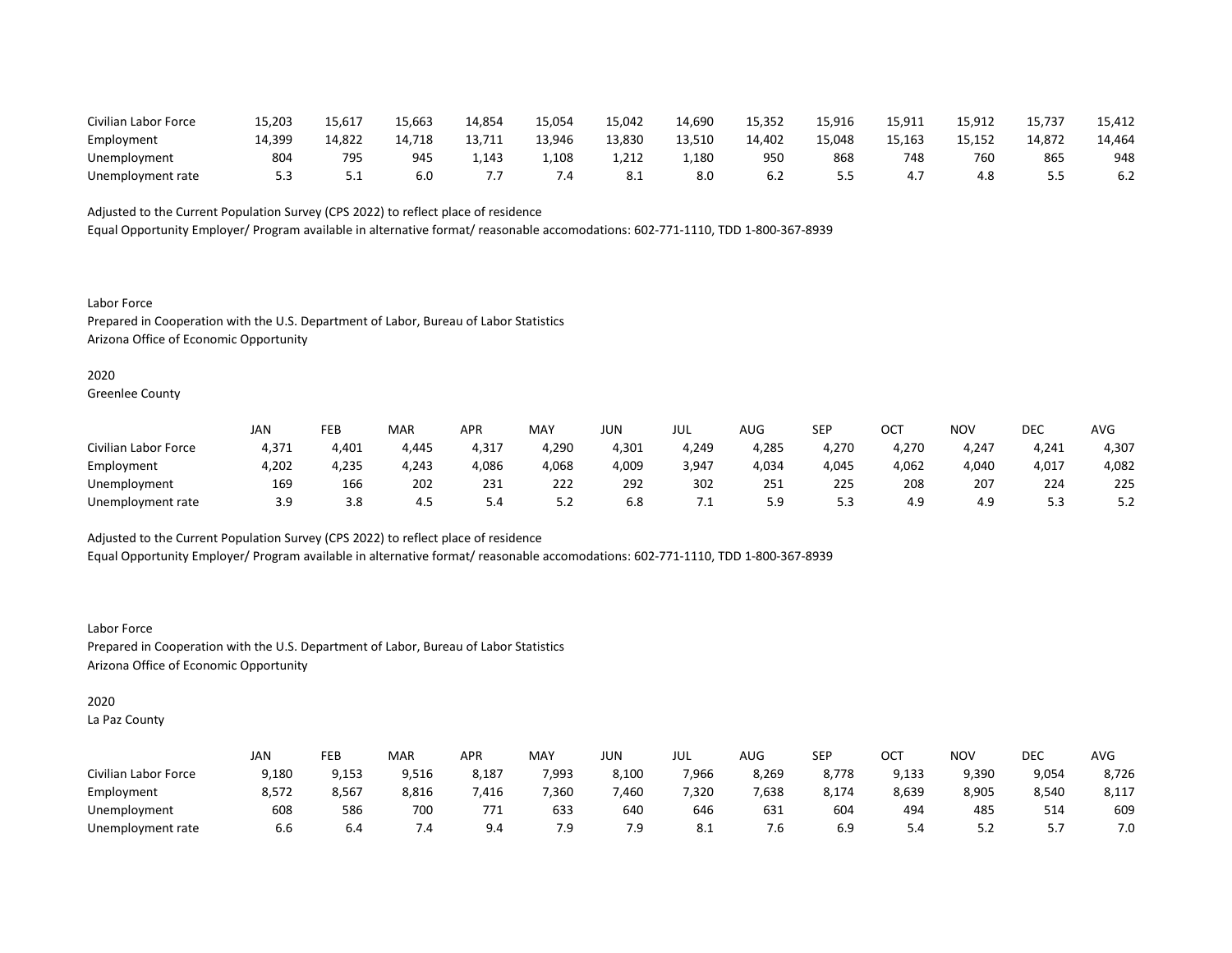| | | | | | | | | | | | | | |
|---|---|---|---|---|---|---|---|---|---|---|---|---|---|
| Civilian Labor Force | 15,203 | 15,617 | 15,663 | 14,854 | 15,054 | 15,042 | 14,690 | 15,352 | 15,916 | 15,911 | 15,912 | 15,737 | 15,412 |
| Employment | 14,399 | 14,822 | 14,718 | 13,711 | 13,946 | 13,830 | 13,510 | 14,402 | 15,048 | 15,163 | 15,152 | 14,872 | 14,464 |
| Unemployment | 804 | 795 | 945 | 1,143 | 1,108 | 1,212 | 1,180 | 950 | 868 | 748 | 760 | 865 | 948 |
| Unemployment rate | 5.3 | 5.1 | 6.0 | 7.7 | 7.4 | 8.1 | 8.0 | 6.2 | 5.5 | 4.7 | 4.8 | 5.5 | 6.2 |

Adjusted to the Current Population Survey (CPS 2022) to reflect place of residence
Equal Opportunity Employer/ Program available in alternative format/ reasonable accomodations: 602-771-1110, TDD 1-800-367-8939

Labor Force
Prepared in Cooperation with the U.S. Department of Labor, Bureau of Labor Statistics
Arizona Office of Economic Opportunity

2020
Greenlee County

| | JAN | FEB | MAR | APR | MAY | JUN | JUL | AUG | SEP | OCT | NOV | DEC | AVG |
|---|---|---|---|---|---|---|---|---|---|---|---|---|---|
| Civilian Labor Force | 4,371 | 4,401 | 4,445 | 4,317 | 4,290 | 4,301 | 4,249 | 4,285 | 4,270 | 4,270 | 4,247 | 4,241 | 4,307 |
| Employment | 4,202 | 4,235 | 4,243 | 4,086 | 4,068 | 4,009 | 3,947 | 4,034 | 4,045 | 4,062 | 4,040 | 4,017 | 4,082 |
| Unemployment | 169 | 166 | 202 | 231 | 222 | 292 | 302 | 251 | 225 | 208 | 207 | 224 | 225 |
| Unemployment rate | 3.9 | 3.8 | 4.5 | 5.4 | 5.2 | 6.8 | 7.1 | 5.9 | 5.3 | 4.9 | 4.9 | 5.3 | 5.2 |

Adjusted to the Current Population Survey (CPS 2022) to reflect place of residence
Equal Opportunity Employer/ Program available in alternative format/ reasonable accomodations: 602-771-1110, TDD 1-800-367-8939

Labor Force
Prepared in Cooperation with the U.S. Department of Labor, Bureau of Labor Statistics
Arizona Office of Economic Opportunity

2020
La Paz County

| | JAN | FEB | MAR | APR | MAY | JUN | JUL | AUG | SEP | OCT | NOV | DEC | AVG |
|---|---|---|---|---|---|---|---|---|---|---|---|---|---|
| Civilian Labor Force | 9,180 | 9,153 | 9,516 | 8,187 | 7,993 | 8,100 | 7,966 | 8,269 | 8,778 | 9,133 | 9,390 | 9,054 | 8,726 |
| Employment | 8,572 | 8,567 | 8,816 | 7,416 | 7,360 | 7,460 | 7,320 | 7,638 | 8,174 | 8,639 | 8,905 | 8,540 | 8,117 |
| Unemployment | 608 | 586 | 700 | 771 | 633 | 640 | 646 | 631 | 604 | 494 | 485 | 514 | 609 |
| Unemployment rate | 6.6 | 6.4 | 7.4 | 9.4 | 7.9 | 7.9 | 8.1 | 7.6 | 6.9 | 5.4 | 5.2 | 5.7 | 7.0 |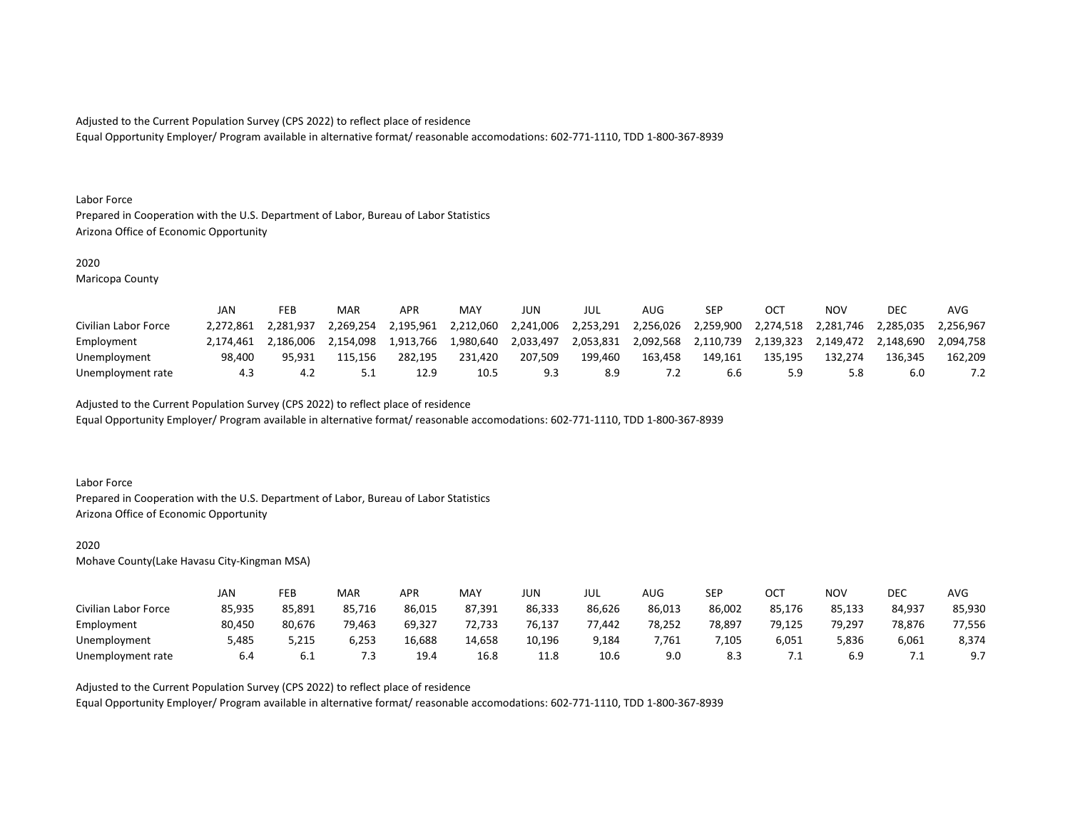Adjusted to the Current Population Survey (CPS 2022) to reflect place of residence
Equal Opportunity Employer/ Program available in alternative format/ reasonable accomodations: 602-771-1110, TDD 1-800-367-8939

Labor Force
Prepared in Cooperation with the U.S. Department of Labor, Bureau of Labor Statistics
Arizona Office of Economic Opportunity

2020
Maricopa County

| | JAN | FEB | MAR | APR | MAY | JUN | JUL | AUG | SEP | OCT | NOV | DEC | AVG |
|---|---|---|---|---|---|---|---|---|---|---|---|---|---|
| Civilian Labor Force | 2,272,861 | 2,281,937 | 2,269,254 | 2,195,961 | 2,212,060 | 2,241,006 | 2,253,291 | 2,256,026 | 2,259,900 | 2,274,518 | 2,281,746 | 2,285,035 | 2,256,967 |
| Employment | 2,174,461 | 2,186,006 | 2,154,098 | 1,913,766 | 1,980,640 | 2,033,497 | 2,053,831 | 2,092,568 | 2,110,739 | 2,139,323 | 2,149,472 | 2,148,690 | 2,094,758 |
| Unemployment | 98,400 | 95,931 | 115,156 | 282,195 | 231,420 | 207,509 | 199,460 | 163,458 | 149,161 | 135,195 | 132,274 | 136,345 | 162,209 |
| Unemployment rate | 4.3 | 4.2 | 5.1 | 12.9 | 10.5 | 9.3 | 8.9 | 7.2 | 6.6 | 5.9 | 5.8 | 6.0 | 7.2 |

Adjusted to the Current Population Survey (CPS 2022) to reflect place of residence
Equal Opportunity Employer/ Program available in alternative format/ reasonable accomodations: 602-771-1110, TDD 1-800-367-8939

Labor Force
Prepared in Cooperation with the U.S. Department of Labor, Bureau of Labor Statistics
Arizona Office of Economic Opportunity

2020
Mohave County(Lake Havasu City-Kingman MSA)

| | JAN | FEB | MAR | APR | MAY | JUN | JUL | AUG | SEP | OCT | NOV | DEC | AVG |
|---|---|---|---|---|---|---|---|---|---|---|---|---|---|
| Civilian Labor Force | 85,935 | 85,891 | 85,716 | 86,015 | 87,391 | 86,333 | 86,626 | 86,013 | 86,002 | 85,176 | 85,133 | 84,937 | 85,930 |
| Employment | 80,450 | 80,676 | 79,463 | 69,327 | 72,733 | 76,137 | 77,442 | 78,252 | 78,897 | 79,125 | 79,297 | 78,876 | 77,556 |
| Unemployment | 5,485 | 5,215 | 6,253 | 16,688 | 14,658 | 10,196 | 9,184 | 7,761 | 7,105 | 6,051 | 5,836 | 6,061 | 8,374 |
| Unemployment rate | 6.4 | 6.1 | 7.3 | 19.4 | 16.8 | 11.8 | 10.6 | 9.0 | 8.3 | 7.1 | 6.9 | 7.1 | 9.7 |

Adjusted to the Current Population Survey (CPS 2022) to reflect place of residence
Equal Opportunity Employer/ Program available in alternative format/ reasonable accomodations: 602-771-1110, TDD 1-800-367-8939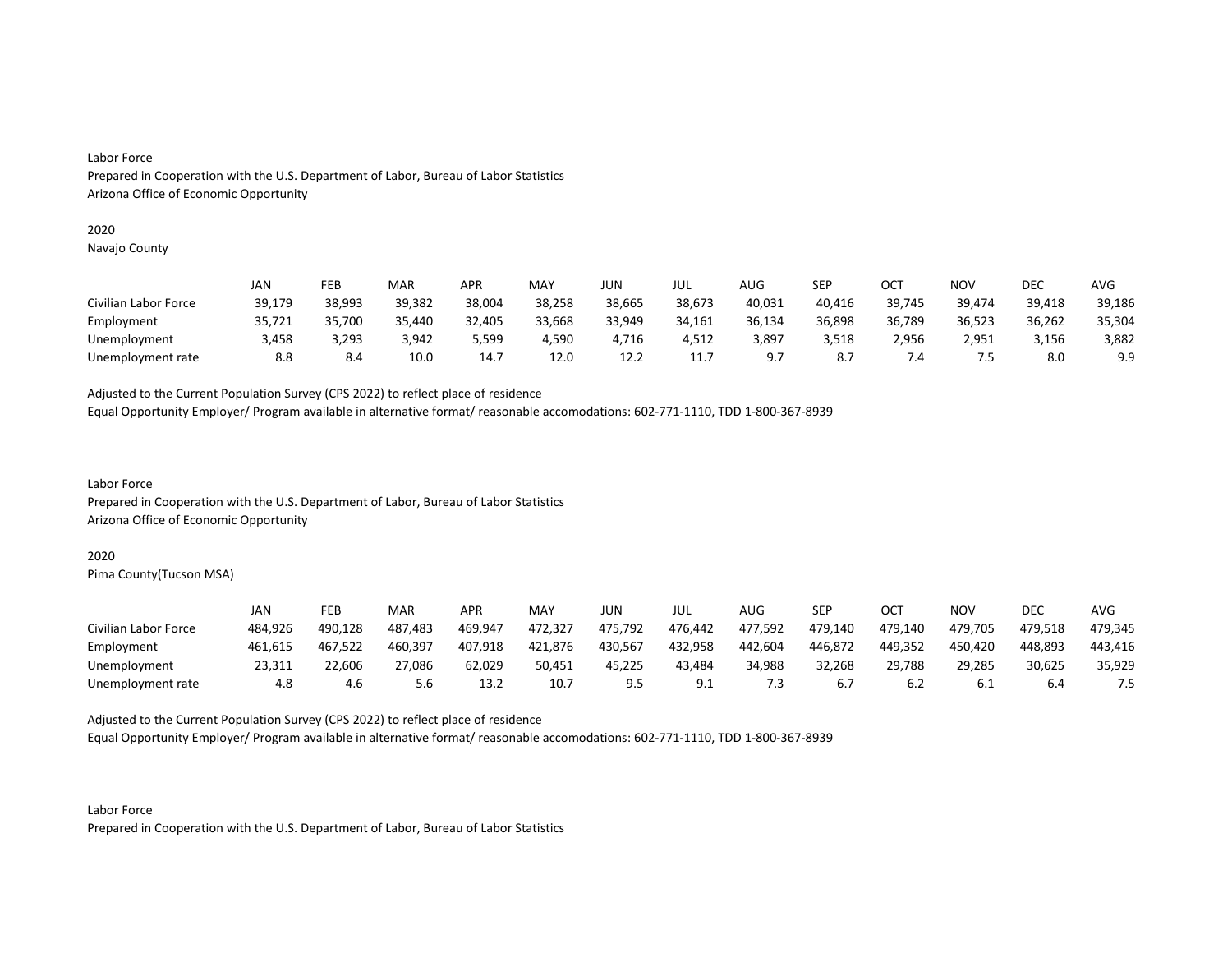Labor Force
Prepared in Cooperation with the U.S. Department of Labor, Bureau of Labor Statistics
Arizona Office of Economic Opportunity

2020
Navajo County

| | JAN | FEB | MAR | APR | MAY | JUN | JUL | AUG | SEP | OCT | NOV | DEC | AVG |
|---|---|---|---|---|---|---|---|---|---|---|---|---|---|
| Civilian Labor Force | 39,179 | 38,993 | 39,382 | 38,004 | 38,258 | 38,665 | 38,673 | 40,031 | 40,416 | 39,745 | 39,474 | 39,418 | 39,186 |
| Employment | 35,721 | 35,700 | 35,440 | 32,405 | 33,668 | 33,949 | 34,161 | 36,134 | 36,898 | 36,789 | 36,523 | 36,262 | 35,304 |
| Unemployment | 3,458 | 3,293 | 3,942 | 5,599 | 4,590 | 4,716 | 4,512 | 3,897 | 3,518 | 2,956 | 2,951 | 3,156 | 3,882 |
| Unemployment rate | 8.8 | 8.4 | 10.0 | 14.7 | 12.0 | 12.2 | 11.7 | 9.7 | 8.7 | 7.4 | 7.5 | 8.0 | 9.9 |

Adjusted to the Current Population Survey (CPS 2022) to reflect place of residence
Equal Opportunity Employer/ Program available in alternative format/ reasonable accomodations: 602-771-1110, TDD 1-800-367-8939

Labor Force
Prepared in Cooperation with the U.S. Department of Labor, Bureau of Labor Statistics
Arizona Office of Economic Opportunity

2020
Pima County(Tucson MSA)

| | JAN | FEB | MAR | APR | MAY | JUN | JUL | AUG | SEP | OCT | NOV | DEC | AVG |
|---|---|---|---|---|---|---|---|---|---|---|---|---|---|
| Civilian Labor Force | 484,926 | 490,128 | 487,483 | 469,947 | 472,327 | 475,792 | 476,442 | 477,592 | 479,140 | 479,140 | 479,705 | 479,518 | 479,345 |
| Employment | 461,615 | 467,522 | 460,397 | 407,918 | 421,876 | 430,567 | 432,958 | 442,604 | 446,872 | 449,352 | 450,420 | 448,893 | 443,416 |
| Unemployment | 23,311 | 22,606 | 27,086 | 62,029 | 50,451 | 45,225 | 43,484 | 34,988 | 32,268 | 29,788 | 29,285 | 30,625 | 35,929 |
| Unemployment rate | 4.8 | 4.6 | 5.6 | 13.2 | 10.7 | 9.5 | 9.1 | 7.3 | 6.7 | 6.2 | 6.1 | 6.4 | 7.5 |

Adjusted to the Current Population Survey (CPS 2022) to reflect place of residence
Equal Opportunity Employer/ Program available in alternative format/ reasonable accomodations: 602-771-1110, TDD 1-800-367-8939

Labor Force
Prepared in Cooperation with the U.S. Department of Labor, Bureau of Labor Statistics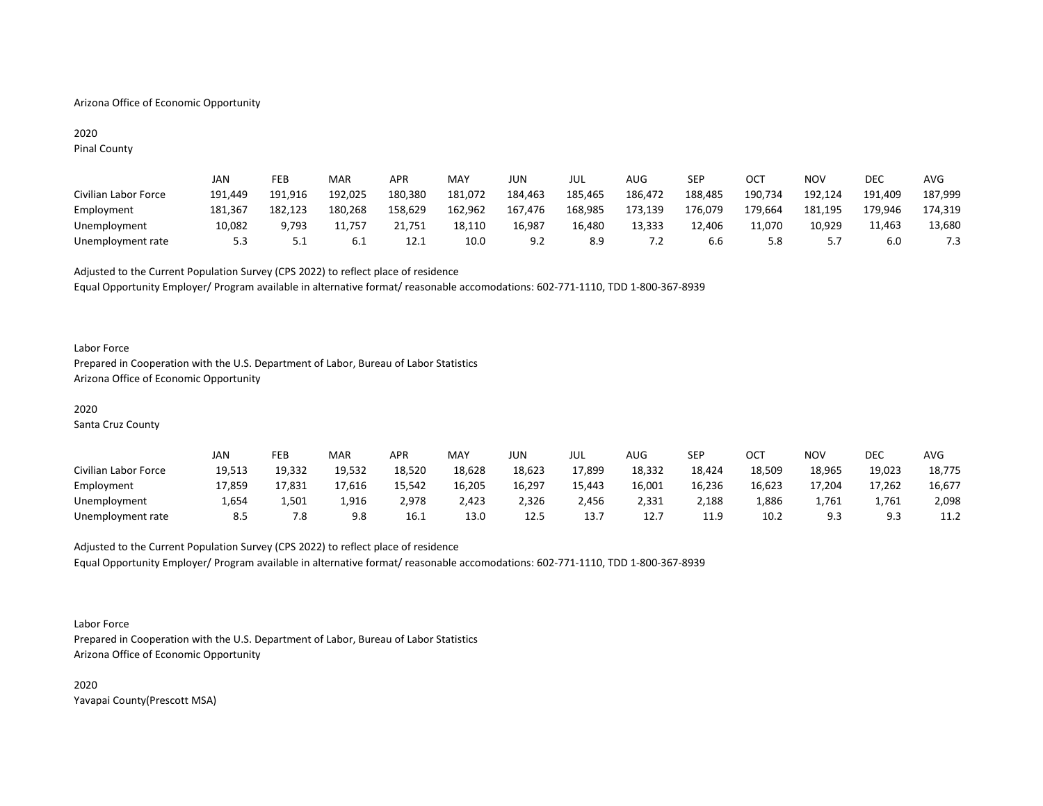Arizona Office of Economic Opportunity

2020

Pinal County

| | JAN | FEB | MAR | APR | MAY | JUN | JUL | AUG | SEP | OCT | NOV | DEC | AVG |
|---|---|---|---|---|---|---|---|---|---|---|---|---|---|
| Civilian Labor Force | 191,449 | 191,916 | 192,025 | 180,380 | 181,072 | 184,463 | 185,465 | 186,472 | 188,485 | 190,734 | 192,124 | 191,409 | 187,999 |
| Employment | 181,367 | 182,123 | 180,268 | 158,629 | 162,962 | 167,476 | 168,985 | 173,139 | 176,079 | 179,664 | 181,195 | 179,946 | 174,319 |
| Unemployment | 10,082 | 9,793 | 11,757 | 21,751 | 18,110 | 16,987 | 16,480 | 13,333 | 12,406 | 11,070 | 10,929 | 11,463 | 13,680 |
| Unemployment rate | 5.3 | 5.1 | 6.1 | 12.1 | 10.0 | 9.2 | 8.9 | 7.2 | 6.6 | 5.8 | 5.7 | 6.0 | 7.3 |

Adjusted to the Current Population Survey (CPS 2022) to reflect place of residence

Equal Opportunity Employer/ Program available in alternative format/ reasonable accomodations: 602-771-1110, TDD 1-800-367-8939

Labor Force

Prepared in Cooperation with the U.S. Department of Labor, Bureau of Labor Statistics

Arizona Office of Economic Opportunity

2020

Santa Cruz County

| | JAN | FEB | MAR | APR | MAY | JUN | JUL | AUG | SEP | OCT | NOV | DEC | AVG |
|---|---|---|---|---|---|---|---|---|---|---|---|---|---|
| Civilian Labor Force | 19,513 | 19,332 | 19,532 | 18,520 | 18,628 | 18,623 | 17,899 | 18,332 | 18,424 | 18,509 | 18,965 | 19,023 | 18,775 |
| Employment | 17,859 | 17,831 | 17,616 | 15,542 | 16,205 | 16,297 | 15,443 | 16,001 | 16,236 | 16,623 | 17,204 | 17,262 | 16,677 |
| Unemployment | 1,654 | 1,501 | 1,916 | 2,978 | 2,423 | 2,326 | 2,456 | 2,331 | 2,188 | 1,886 | 1,761 | 1,761 | 2,098 |
| Unemployment rate | 8.5 | 7.8 | 9.8 | 16.1 | 13.0 | 12.5 | 13.7 | 12.7 | 11.9 | 10.2 | 9.3 | 9.3 | 11.2 |

Adjusted to the Current Population Survey (CPS 2022) to reflect place of residence

Equal Opportunity Employer/ Program available in alternative format/ reasonable accomodations: 602-771-1110, TDD 1-800-367-8939

Labor Force

Prepared in Cooperation with the U.S. Department of Labor, Bureau of Labor Statistics

Arizona Office of Economic Opportunity

2020

Yavapai County(Prescott MSA)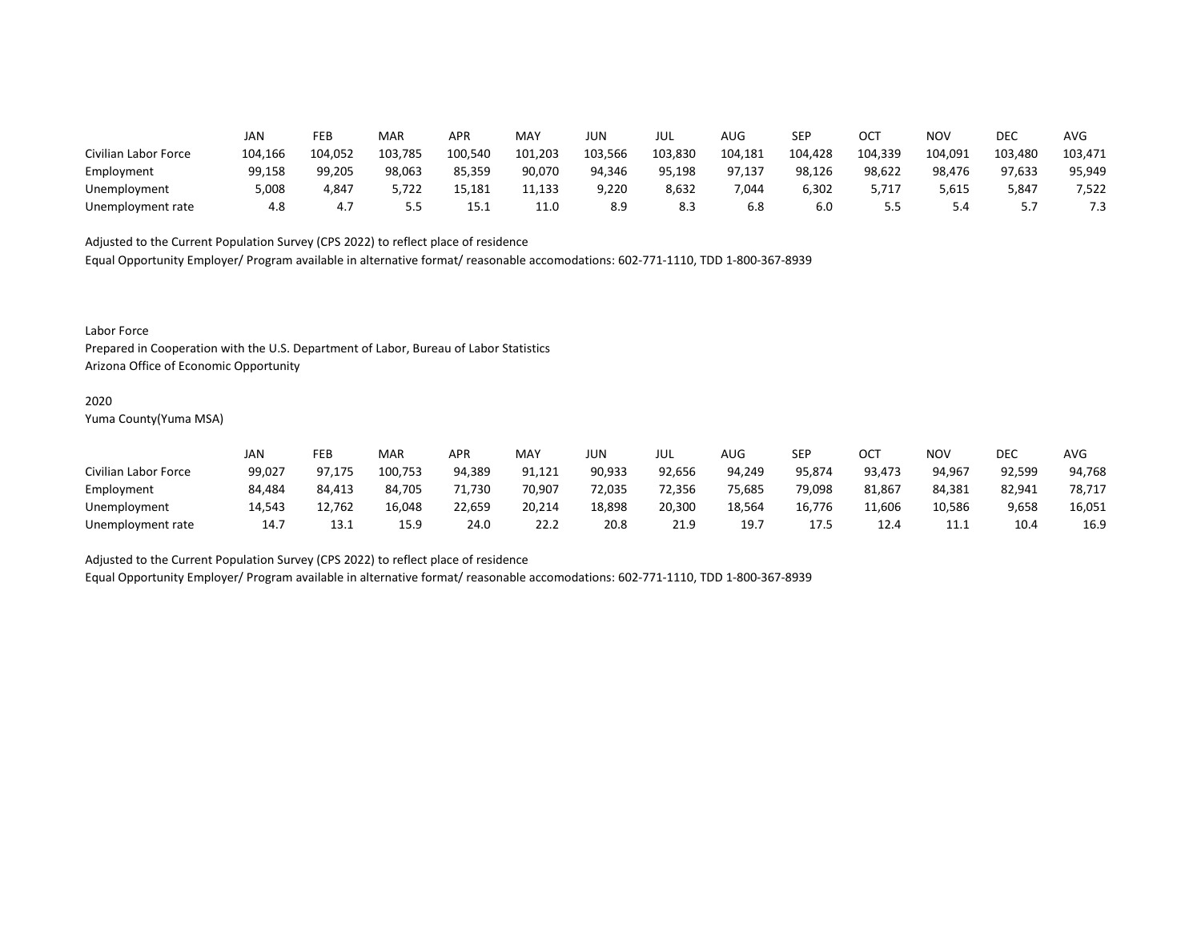| | JAN | FEB | MAR | APR | MAY | JUN | JUL | AUG | SEP | OCT | NOV | DEC | AVG |
|---|---|---|---|---|---|---|---|---|---|---|---|---|---|
| Civilian Labor Force | 104,166 | 104,052 | 103,785 | 100,540 | 101,203 | 103,566 | 103,830 | 104,181 | 104,428 | 104,339 | 104,091 | 103,480 | 103,471 |
| Employment | 99,158 | 99,205 | 98,063 | 85,359 | 90,070 | 94,346 | 95,198 | 97,137 | 98,126 | 98,622 | 98,476 | 97,633 | 95,949 |
| Unemployment | 5,008 | 4,847 | 5,722 | 15,181 | 11,133 | 9,220 | 8,632 | 7,044 | 6,302 | 5,717 | 5,615 | 5,847 | 7,522 |
| Unemployment rate | 4.8 | 4.7 | 5.5 | 15.1 | 11.0 | 8.9 | 8.3 | 6.8 | 6.0 | 5.5 | 5.4 | 5.7 | 7.3 |

Adjusted to the Current Population Survey (CPS 2022) to reflect place of residence
Equal Opportunity Employer/ Program available in alternative format/ reasonable accomodations: 602-771-1110, TDD 1-800-367-8939

Labor Force
Prepared in Cooperation with the U.S. Department of Labor, Bureau of Labor Statistics
Arizona Office of Economic Opportunity

2020
Yuma County(Yuma MSA)

| | JAN | FEB | MAR | APR | MAY | JUN | JUL | AUG | SEP | OCT | NOV | DEC | AVG |
|---|---|---|---|---|---|---|---|---|---|---|---|---|---|
| Civilian Labor Force | 99,027 | 97,175 | 100,753 | 94,389 | 91,121 | 90,933 | 92,656 | 94,249 | 95,874 | 93,473 | 94,967 | 92,599 | 94,768 |
| Employment | 84,484 | 84,413 | 84,705 | 71,730 | 70,907 | 72,035 | 72,356 | 75,685 | 79,098 | 81,867 | 84,381 | 82,941 | 78,717 |
| Unemployment | 14,543 | 12,762 | 16,048 | 22,659 | 20,214 | 18,898 | 20,300 | 18,564 | 16,776 | 11,606 | 10,586 | 9,658 | 16,051 |
| Unemployment rate | 14.7 | 13.1 | 15.9 | 24.0 | 22.2 | 20.8 | 21.9 | 19.7 | 17.5 | 12.4 | 11.1 | 10.4 | 16.9 |

Adjusted to the Current Population Survey (CPS 2022) to reflect place of residence
Equal Opportunity Employer/ Program available in alternative format/ reasonable accomodations: 602-771-1110, TDD 1-800-367-8939